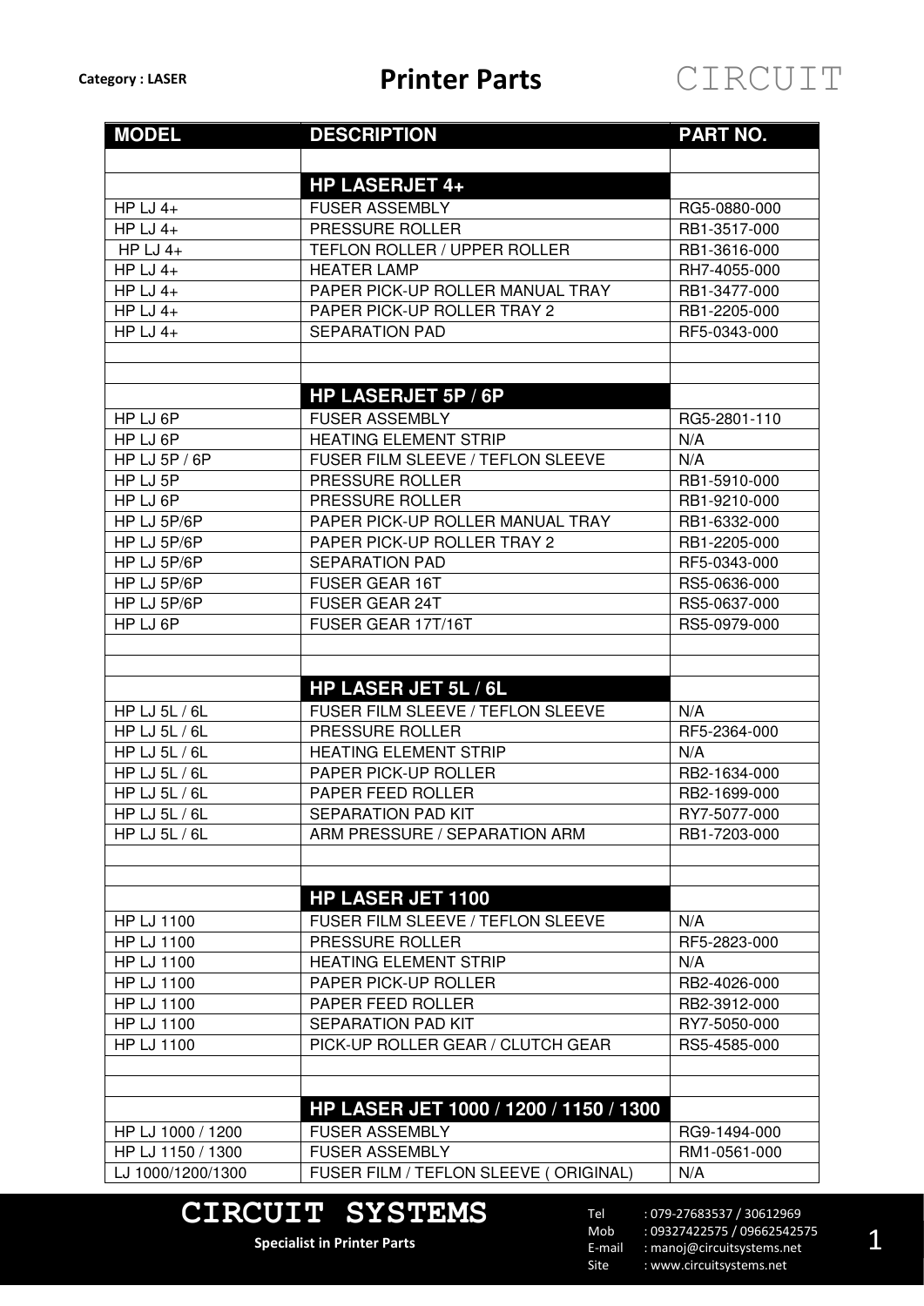Category : LASER

# Printer Parts

CIRCUIT

| MODEL | DESCRIPTION | PART NO. |
|---|---|---|
| | | |
| | **HP LASERJET 4+** | |
| HP LJ 4+ | FUSER ASSEMBLY | RG5-0880-000 |
| HP LJ 4+ | PRESSURE ROLLER | RB1-3517-000 |
| HP LJ 4+ | TEFLON ROLLER / UPPER ROLLER | RB1-3616-000 |
| HP LJ 4+ | HEATER LAMP | RH7-4055-000 |
| HP LJ 4+ | PAPER PICK-UP ROLLER MANUAL TRAY | RB1-3477-000 |
| HP LJ 4+ | PAPER PICK-UP ROLLER TRAY 2 | RB1-2205-000 |
| HP LJ 4+ | SEPARATION PAD | RF5-0343-000 |
| | | |
| | | |
| | **HP LASERJET 5P / 6P** | |
| HP LJ 6P | FUSER ASSEMBLY | RG5-2801-110 |
| HP LJ 6P | HEATING ELEMENT STRIP | N/A |
| HP LJ 5P / 6P | FUSER FILM SLEEVE / TEFLON SLEEVE | N/A |
| HP LJ 5P | PRESSURE ROLLER | RB1-5910-000 |
| HP LJ 6P | PRESSURE ROLLER | RB1-9210-000 |
| HP LJ 5P/6P | PAPER PICK-UP ROLLER MANUAL TRAY | RB1-6332-000 |
| HP LJ 5P/6P | PAPER PICK-UP ROLLER TRAY 2 | RB1-2205-000 |
| HP LJ 5P/6P | SEPARATION PAD | RF5-0343-000 |
| HP LJ 5P/6P | FUSER GEAR 16T | RS5-0636-000 |
| HP LJ 5P/6P | FUSER GEAR 24T | RS5-0637-000 |
| HP LJ 6P | FUSER GEAR 17T/16T | RS5-0979-000 |
| | | |
| | | |
| | **HP LASER JET 5L / 6L** | |
| HP LJ 5L / 6L | FUSER FILM SLEEVE / TEFLON SLEEVE | N/A |
| HP LJ 5L / 6L | PRESSURE ROLLER | RF5-2364-000 |
| HP LJ 5L / 6L | HEATING ELEMENT STRIP | N/A |
| HP LJ 5L / 6L | PAPER PICK-UP ROLLER | RB2-1634-000 |
| HP LJ 5L / 6L | PAPER FEED ROLLER | RB2-1699-000 |
| HP LJ 5L / 6L | SEPARATION PAD KIT | RY7-5077-000 |
| HP LJ 5L / 6L | ARM PRESSURE / SEPARATION ARM | RB1-7203-000 |
| | | |
| | | |
| | **HP LASER JET 1100** | |
| HP LJ 1100 | FUSER FILM SLEEVE / TEFLON SLEEVE | N/A |
| HP LJ 1100 | PRESSURE ROLLER | RF5-2823-000 |
| HP LJ 1100 | HEATING ELEMENT STRIP | N/A |
| HP LJ 1100 | PAPER PICK-UP ROLLER | RB2-4026-000 |
| HP LJ 1100 | PAPER FEED ROLLER | RB2-3912-000 |
| HP LJ 1100 | SEPARATION PAD KIT | RY7-5050-000 |
| HP LJ 1100 | PICK-UP ROLLER GEAR / CLUTCH GEAR | RS5-4585-000 |
| | | |
| | | |
| | **HP LASER JET 1000 / 1200 / 1150 / 1300** | |
| HP LJ 1000 / 1200 | FUSER ASSEMBLY | RG9-1494-000 |
| HP LJ 1150 / 1300 | FUSER ASSEMBLY | RM1-0561-000 |
| LJ 1000/1200/1300 | FUSER FILM / TEFLON SLEEVE ( ORIGINAL) | N/A |

**CIRCUIT SYSTEMS**

Specialist in Printer Parts

Tel : 079-27683537 / 30612969
Mob : 09327422575 / 09662542575
E-mail : manoj@circuitsystems.net
Site : www.circuitsystems.net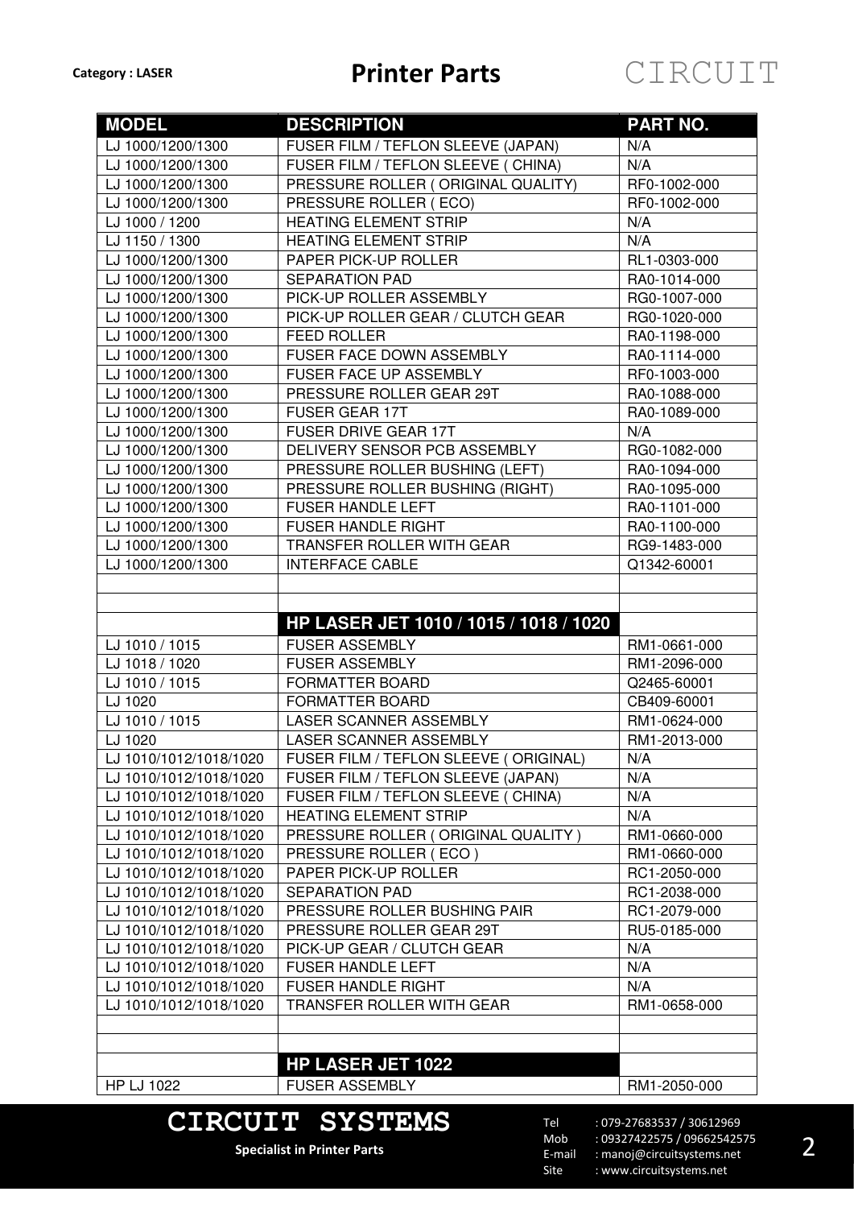Category : LASER

# Printer Parts

| MODEL | DESCRIPTION | PART NO. |
|---|---|---|
| LJ 1000/1200/1300 | FUSER FILM / TEFLON SLEEVE (JAPAN) | N/A |
| LJ 1000/1200/1300 | FUSER FILM / TEFLON SLEEVE ( CHINA) | N/A |
| LJ 1000/1200/1300 | PRESSURE ROLLER ( ORIGINAL QUALITY) | RF0-1002-000 |
| LJ 1000/1200/1300 | PRESSURE ROLLER ( ECO) | RF0-1002-000 |
| LJ 1000 / 1200 | HEATING ELEMENT STRIP | N/A |
| LJ 1150 / 1300 | HEATING ELEMENT STRIP | N/A |
| LJ 1000/1200/1300 | PAPER PICK-UP ROLLER | RL1-0303-000 |
| LJ 1000/1200/1300 | SEPARATION PAD | RA0-1014-000 |
| LJ 1000/1200/1300 | PICK-UP ROLLER ASSEMBLY | RG0-1007-000 |
| LJ 1000/1200/1300 | PICK-UP ROLLER GEAR / CLUTCH GEAR | RG0-1020-000 |
| LJ 1000/1200/1300 | FEED ROLLER | RA0-1198-000 |
| LJ 1000/1200/1300 | FUSER FACE DOWN ASSEMBLY | RA0-1114-000 |
| LJ 1000/1200/1300 | FUSER FACE UP ASSEMBLY | RF0-1003-000 |
| LJ 1000/1200/1300 | PRESSURE ROLLER GEAR 29T | RA0-1088-000 |
| LJ 1000/1200/1300 | FUSER GEAR 17T | RA0-1089-000 |
| LJ 1000/1200/1300 | FUSER DRIVE GEAR 17T | N/A |
| LJ 1000/1200/1300 | DELIVERY SENSOR PCB ASSEMBLY | RG0-1082-000 |
| LJ 1000/1200/1300 | PRESSURE ROLLER BUSHING (LEFT) | RA0-1094-000 |
| LJ 1000/1200/1300 | PRESSURE ROLLER BUSHING (RIGHT) | RA0-1095-000 |
| LJ 1000/1200/1300 | FUSER HANDLE LEFT | RA0-1101-000 |
| LJ 1000/1200/1300 | FUSER HANDLE RIGHT | RA0-1100-000 |
| LJ 1000/1200/1300 | TRANSFER ROLLER WITH GEAR | RG9-1483-000 |
| LJ 1000/1200/1300 | INTERFACE CABLE | Q1342-60001 |
| | | |
| | | |
| | **HP LASER JET 1010 / 1015 / 1018 / 1020** | |
| LJ 1010 / 1015 | FUSER ASSEMBLY | RM1-0661-000 |
| LJ 1018 / 1020 | FUSER ASSEMBLY | RM1-2096-000 |
| LJ 1010 / 1015 | FORMATTER BOARD | Q2465-60001 |
| LJ 1020 | FORMATTER BOARD | CB409-60001 |
| LJ 1010 / 1015 | LASER SCANNER ASSEMBLY | RM1-0624-000 |
| LJ 1020 | LASER SCANNER ASSEMBLY | RM1-2013-000 |
| LJ 1010/1012/1018/1020 | FUSER FILM / TEFLON SLEEVE ( ORIGINAL) | N/A |
| LJ 1010/1012/1018/1020 | FUSER FILM / TEFLON SLEEVE (JAPAN) | N/A |
| LJ 1010/1012/1018/1020 | FUSER FILM / TEFLON SLEEVE ( CHINA) | N/A |
| LJ 1010/1012/1018/1020 | HEATING ELEMENT STRIP | N/A |
| LJ 1010/1012/1018/1020 | PRESSURE ROLLER ( ORIGINAL QUALITY ) | RM1-0660-000 |
| LJ 1010/1012/1018/1020 | PRESSURE ROLLER ( ECO ) | RM1-0660-000 |
| LJ 1010/1012/1018/1020 | PAPER PICK-UP ROLLER | RC1-2050-000 |
| LJ 1010/1012/1018/1020 | SEPARATION PAD | RC1-2038-000 |
| LJ 1010/1012/1018/1020 | PRESSURE ROLLER BUSHING PAIR | RC1-2079-000 |
| LJ 1010/1012/1018/1020 | PRESSURE ROLLER GEAR 29T | RU5-0185-000 |
| LJ 1010/1012/1018/1020 | PICK-UP GEAR / CLUTCH GEAR | N/A |
| LJ 1010/1012/1018/1020 | FUSER HANDLE LEFT | N/A |
| LJ 1010/1012/1018/1020 | FUSER HANDLE RIGHT | N/A |
| LJ 1010/1012/1018/1020 | TRANSFER ROLLER WITH GEAR | RM1-0658-000 |
| | | |
| | | |
| | **HP LASER JET 1022** | |
| HP LJ 1022 | FUSER ASSEMBLY | RM1-2050-000 |

**CIRCUIT SYSTEMS**
**Specialist in Printer Parts**

Tel : 079-27683537 / 30612969
Mob : 09327422575 / 09662542575
E-mail : manoj@circuitsystems.net
Site : www.circuitsystems.net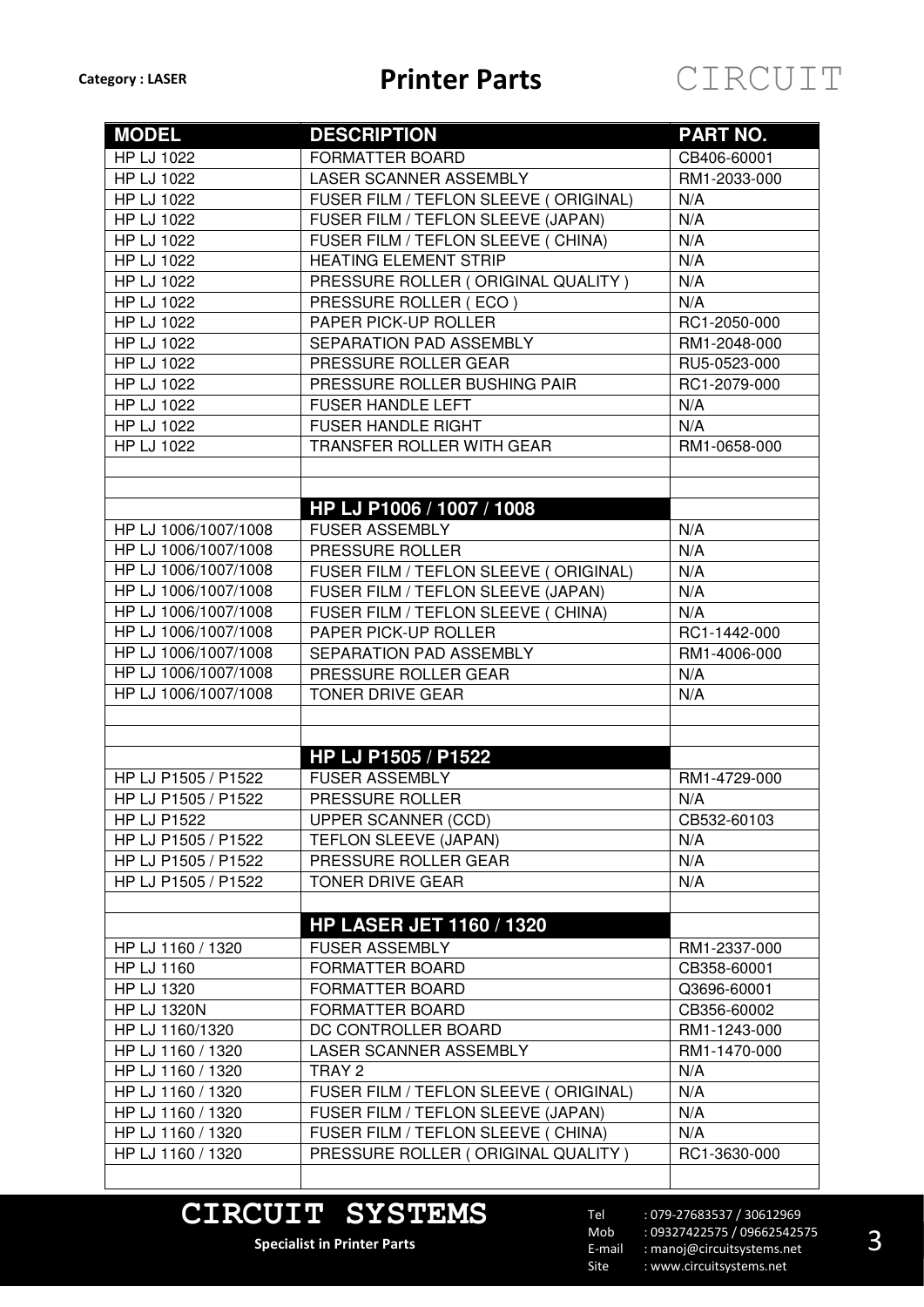**Category : LASER**

# Printer Parts

| MODEL | DESCRIPTION | PART NO. |
|---|---|---|
| HP LJ 1022 | FORMATTER BOARD | CB406-60001 |
| HP LJ 1022 | LASER SCANNER ASSEMBLY | RM1-2033-000 |
| HP LJ 1022 | FUSER FILM / TEFLON SLEEVE ( ORIGINAL) | N/A |
| HP LJ 1022 | FUSER FILM / TEFLON SLEEVE (JAPAN) | N/A |
| HP LJ 1022 | FUSER FILM / TEFLON SLEEVE ( CHINA) | N/A |
| HP LJ 1022 | HEATING ELEMENT STRIP | N/A |
| HP LJ 1022 | PRESSURE ROLLER ( ORIGINAL QUALITY ) | N/A |
| HP LJ 1022 | PRESSURE ROLLER ( ECO ) | N/A |
| HP LJ 1022 | PAPER PICK-UP ROLLER | RC1-2050-000 |
| HP LJ 1022 | SEPARATION PAD ASSEMBLY | RM1-2048-000 |
| HP LJ 1022 | PRESSURE ROLLER GEAR | RU5-0523-000 |
| HP LJ 1022 | PRESSURE ROLLER BUSHING PAIR | RC1-2079-000 |
| HP LJ 1022 | FUSER HANDLE LEFT | N/A |
| HP LJ 1022 | FUSER HANDLE RIGHT | N/A |
| HP LJ 1022 | TRANSFER ROLLER WITH GEAR | RM1-0658-000 |
| | | |
| | | |
| | **HP LJ P1006 / 1007 / 1008** | |
| HP LJ 1006/1007/1008 | FUSER ASSEMBLY | N/A |
| HP LJ 1006/1007/1008 | PRESSURE ROLLER | N/A |
| HP LJ 1006/1007/1008 | FUSER FILM / TEFLON SLEEVE ( ORIGINAL) | N/A |
| HP LJ 1006/1007/1008 | FUSER FILM / TEFLON SLEEVE (JAPAN) | N/A |
| HP LJ 1006/1007/1008 | FUSER FILM / TEFLON SLEEVE ( CHINA) | N/A |
| HP LJ 1006/1007/1008 | PAPER PICK-UP ROLLER | RC1-1442-000 |
| HP LJ 1006/1007/1008 | SEPARATION PAD ASSEMBLY | RM1-4006-000 |
| HP LJ 1006/1007/1008 | PRESSURE ROLLER GEAR | N/A |
| HP LJ 1006/1007/1008 | TONER DRIVE GEAR | N/A |
| | | |
| | | |
| | **HP LJ P1505 / P1522** | |
| HP LJ P1505 / P1522 | FUSER ASSEMBLY | RM1-4729-000 |
| HP LJ P1505 / P1522 | PRESSURE ROLLER | N/A |
| HP LJ P1522 | UPPER SCANNER (CCD) | CB532-60103 |
| HP LJ P1505 / P1522 | TEFLON SLEEVE (JAPAN) | N/A |
| HP LJ P1505 / P1522 | PRESSURE ROLLER GEAR | N/A |
| HP LJ P1505 / P1522 | TONER DRIVE GEAR | N/A |
| | | |
| | **HP LASER JET 1160 / 1320** | |
| HP LJ 1160 / 1320 | FUSER ASSEMBLY | RM1-2337-000 |
| HP LJ 1160 | FORMATTER BOARD | CB358-60001 |
| HP LJ 1320 | FORMATTER BOARD | Q3696-60001 |
| HP LJ 1320N | FORMATTER BOARD | CB356-60002 |
| HP LJ 1160/1320 | DC CONTROLLER BOARD | RM1-1243-000 |
| HP LJ 1160 / 1320 | LASER SCANNER ASSEMBLY | RM1-1470-000 |
| HP LJ 1160 / 1320 | TRAY 2 | N/A |
| HP LJ 1160 / 1320 | FUSER FILM / TEFLON SLEEVE ( ORIGINAL) | N/A |
| HP LJ 1160 / 1320 | FUSER FILM / TEFLON SLEEVE (JAPAN) | N/A |
| HP LJ 1160 / 1320 | FUSER FILM / TEFLON SLEEVE ( CHINA) | N/A |
| HP LJ 1160 / 1320 | PRESSURE ROLLER ( ORIGINAL QUALITY ) | RC1-3630-000 |
| | | |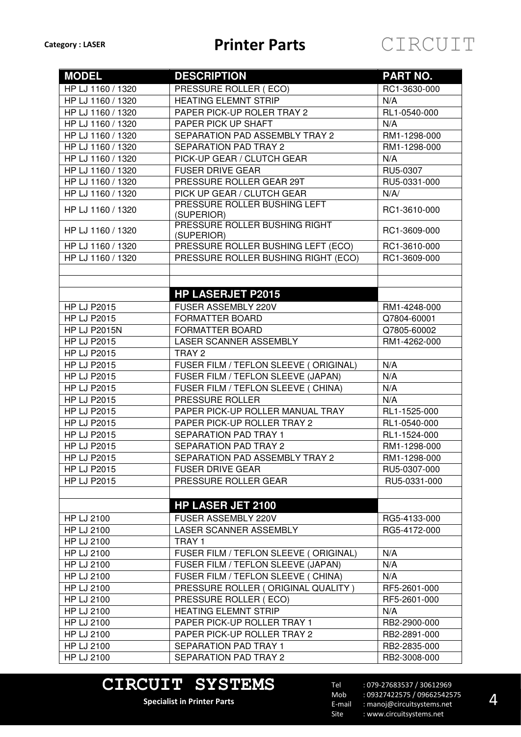Category : LASER

# Printer Parts

| MODEL | DESCRIPTION | PART NO. |
|---|---|---|
| HP LJ 1160 / 1320 | PRESSURE ROLLER ( ECO) | RC1-3630-000 |
| HP LJ 1160 / 1320 | HEATING ELEMNT STRIP | N/A |
| HP LJ 1160 / 1320 | PAPER PICK-UP ROLER TRAY 2 | RL1-0540-000 |
| HP LJ 1160 / 1320 | PAPER PICK UP SHAFT | N/A |
| HP LJ 1160 / 1320 | SEPARATION PAD ASSEMBLY TRAY 2 | RM1-1298-000 |
| HP LJ 1160 / 1320 | SEPARATION PAD TRAY 2 | RM1-1298-000 |
| HP LJ 1160 / 1320 | PICK-UP GEAR / CLUTCH GEAR | N/A |
| HP LJ 1160 / 1320 | FUSER DRIVE GEAR | RU5-0307 |
| HP LJ 1160 / 1320 | PRESSURE ROLLER GEAR 29T | RU5-0331-000 |
| HP LJ 1160 / 1320 | PICK UP GEAR / CLUTCH GEAR | N/A/ |
| HP LJ 1160 / 1320 | PRESSURE ROLLER BUSHING LEFT (SUPERIOR) | RC1-3610-000 |
| HP LJ 1160 / 1320 | PRESSURE ROLLER BUSHING RIGHT (SUPERIOR) | RC1-3609-000 |
| HP LJ 1160 / 1320 | PRESSURE ROLLER BUSHING LEFT (ECO) | RC1-3610-000 |
| HP LJ 1160 / 1320 | PRESSURE ROLLER BUSHING RIGHT (ECO) | RC1-3609-000 |
| | | |
| | | |
| | **HP LASERJET P2015** | |
| HP LJ P2015 | FUSER ASSEMBLY 220V | RM1-4248-000 |
| HP LJ P2015 | FORMATTER BOARD | Q7804-60001 |
| HP LJ P2015N | FORMATTER BOARD | Q7805-60002 |
| HP LJ P2015 | LASER SCANNER ASSEMBLY | RM1-4262-000 |
| HP LJ P2015 | TRAY 2 | |
| HP LJ P2015 | FUSER FILM / TEFLON SLEEVE ( ORIGINAL) | N/A |
| HP LJ P2015 | FUSER FILM / TEFLON SLEEVE (JAPAN) | N/A |
| HP LJ P2015 | FUSER FILM / TEFLON SLEEVE ( CHINA) | N/A |
| HP LJ P2015 | PRESSURE ROLLER | N/A |
| HP LJ P2015 | PAPER PICK-UP ROLLER MANUAL TRAY | RL1-1525-000 |
| HP LJ P2015 | PAPER PICK-UP ROLLER TRAY 2 | RL1-0540-000 |
| HP LJ P2015 | SEPARATION PAD TRAY 1 | RL1-1524-000 |
| HP LJ P2015 | SEPARATION PAD TRAY 2 | RM1-1298-000 |
| HP LJ P2015 | SEPARATION PAD ASSEMBLY TRAY 2 | RM1-1298-000 |
| HP LJ P2015 | FUSER DRIVE GEAR | RU5-0307-000 |
| HP LJ P2015 | PRESSURE ROLLER GEAR | RU5-0331-000 |
| | | |
| | **HP LASER JET 2100** | |
| HP LJ 2100 | FUSER ASSEMBLY 220V | RG5-4133-000 |
| HP LJ 2100 | LASER SCANNER ASSEMBLY | RG5-4172-000 |
| HP LJ 2100 | TRAY 1 | |
| HP LJ 2100 | FUSER FILM / TEFLON SLEEVE ( ORIGINAL) | N/A |
| HP LJ 2100 | FUSER FILM / TEFLON SLEEVE (JAPAN) | N/A |
| HP LJ 2100 | FUSER FILM / TEFLON SLEEVE ( CHINA) | N/A |
| HP LJ 2100 | PRESSURE ROLLER ( ORIGINAL QUALITY ) | RF5-2601-000 |
| HP LJ 2100 | PRESSURE ROLLER ( ECO) | RF5-2601-000 |
| HP LJ 2100 | HEATING ELEMNT STRIP | N/A |
| HP LJ 2100 | PAPER PICK-UP ROLLER TRAY 1 | RB2-2900-000 |
| HP LJ 2100 | PAPER PICK-UP ROLLER TRAY 2 | RB2-2891-000 |
| HP LJ 2100 | SEPARATION PAD TRAY 1 | RB2-2835-000 |
| HP LJ 2100 | SEPARATION PAD TRAY 2 | RB2-3008-000 |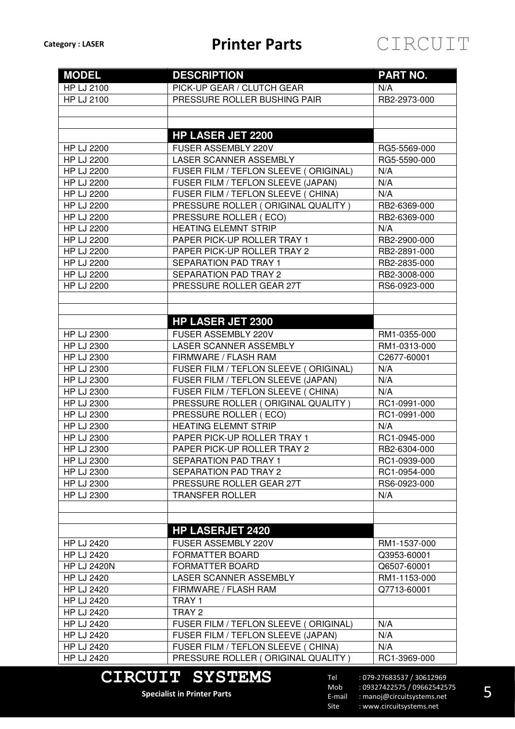| MODEL | DESCRIPTION | PART NO. |
|---|---|---|
| HP LJ 2100 | PICK-UP GEAR / CLUTCH GEAR | N/A |
| HP LJ 2100 | PRESSURE ROLLER BUSHING PAIR | RB2-2973-000 |
| | | |
| | | |
| | **HP LASER JET 2200** | |
| HP LJ 2200 | FUSER ASSEMBLY 220V | RG5-5569-000 |
| HP LJ 2200 | LASER SCANNER ASSEMBLY | RG5-5590-000 |
| HP LJ 2200 | FUSER FILM / TEFLON SLEEVE ( ORIGINAL) | N/A |
| HP LJ 2200 | FUSER FILM / TEFLON SLEEVE (JAPAN) | N/A |
| HP LJ 2200 | FUSER FILM / TEFLON SLEEVE ( CHINA) | N/A |
| HP LJ 2200 | PRESSURE ROLLER ( ORIGINAL QUALITY ) | RB2-6369-000 |
| HP LJ 2200 | PRESSURE ROLLER ( ECO) | RB2-6369-000 |
| HP LJ 2200 | HEATING ELEMNT STRIP | N/A |
| HP LJ 2200 | PAPER PICK-UP ROLLER TRAY 1 | RB2-2900-000 |
| HP LJ 2200 | PAPER PICK-UP ROLLER TRAY 2 | RB2-2891-000 |
| HP LJ 2200 | SEPARATION PAD TRAY 1 | RB2-2835-000 |
| HP LJ 2200 | SEPARATION PAD TRAY 2 | RB2-3008-000 |
| HP LJ 2200 | PRESSURE ROLLER GEAR 27T | RS6-0923-000 |
| | | |
| | | |
| | **HP LASER JET 2300** | |
| HP LJ 2300 | FUSER ASSEMBLY 220V | RM1-0355-000 |
| HP LJ 2300 | LASER SCANNER ASSEMBLY | RM1-0313-000 |
| HP LJ 2300 | FIRMWARE / FLASH RAM | C2677-60001 |
| HP LJ 2300 | FUSER FILM / TEFLON SLEEVE ( ORIGINAL) | N/A |
| HP LJ 2300 | FUSER FILM / TEFLON SLEEVE (JAPAN) | N/A |
| HP LJ 2300 | FUSER FILM / TEFLON SLEEVE ( CHINA) | N/A |
| HP LJ 2300 | PRESSURE ROLLER ( ORIGINAL QUALITY ) | RC1-0991-000 |
| HP LJ 2300 | PRESSURE ROLLER ( ECO) | RC1-0991-000 |
| HP LJ 2300 | HEATING ELEMNT STRIP | N/A |
| HP LJ 2300 | PAPER PICK-UP ROLLER TRAY 1 | RC1-0945-000 |
| HP LJ 2300 | PAPER PICK-UP ROLLER TRAY 2 | RB2-6304-000 |
| HP LJ 2300 | SEPARATION PAD TRAY 1 | RC1-0939-000 |
| HP LJ 2300 | SEPARATION PAD TRAY 2 | RC1-0954-000 |
| HP LJ 2300 | PRESSURE ROLLER GEAR 27T | RS6-0923-000 |
| HP LJ 2300 | TRANSFER ROLLER | N/A |
| | | |
| | | |
| | **HP LASERJET 2420** | |
| HP LJ 2420 | FUSER ASSEMBLY 220V | RM1-1537-000 |
| HP LJ 2420 | FORMATTER BOARD | Q3953-60001 |
| HP LJ 2420N | FORMATTER BOARD | Q6507-60001 |
| HP LJ 2420 | LASER SCANNER ASSEMBLY | RM1-1153-000 |
| HP LJ 2420 | FIRMWARE / FLASH RAM | Q7713-60001 |
| HP LJ 2420 | TRAY 1 | |
| HP LJ 2420 | TRAY 2 | |
| HP LJ 2420 | FUSER FILM / TEFLON SLEEVE ( ORIGINAL) | N/A |
| HP LJ 2420 | FUSER FILM / TEFLON SLEEVE (JAPAN) | N/A |
| HP LJ 2420 | FUSER FILM / TEFLON SLEEVE ( CHINA) | N/A |
| HP LJ 2420 | PRESSURE ROLLER ( ORIGINAL QUALITY ) | RC1-3969-000 |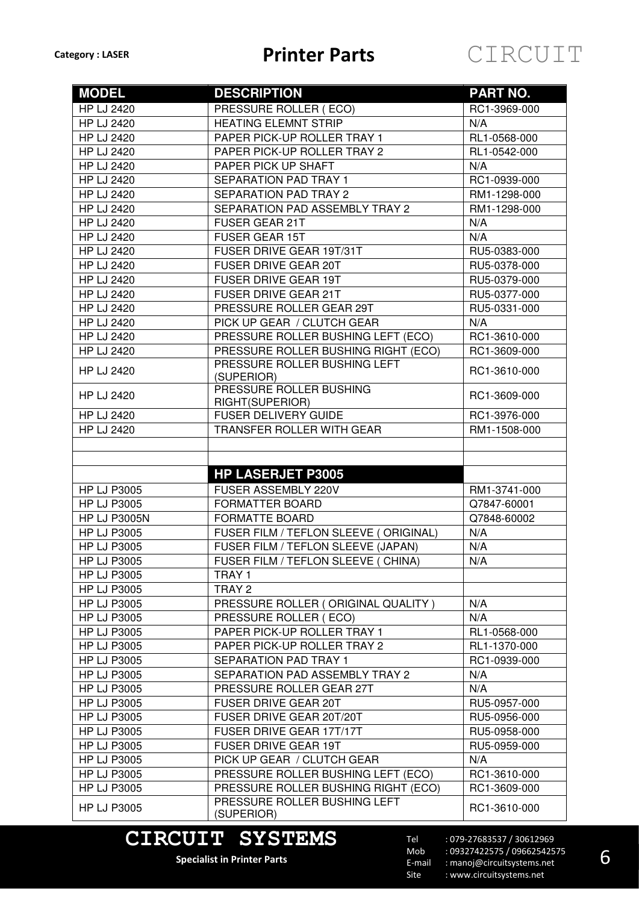Category : LASER

# Printer Parts

CIRCUIT

| MODEL | DESCRIPTION | PART NO. |
|---|---|---|
| HP LJ 2420 | PRESSURE ROLLER ( ECO) | RC1-3969-000 |
| HP LJ 2420 | HEATING ELEMNT STRIP | N/A |
| HP LJ 2420 | PAPER PICK-UP ROLLER TRAY 1 | RL1-0568-000 |
| HP LJ 2420 | PAPER PICK-UP ROLLER TRAY 2 | RL1-0542-000 |
| HP LJ 2420 | PAPER PICK UP SHAFT | N/A |
| HP LJ 2420 | SEPARATION PAD TRAY 1 | RC1-0939-000 |
| HP LJ 2420 | SEPARATION PAD TRAY 2 | RM1-1298-000 |
| HP LJ 2420 | SEPARATION PAD ASSEMBLY TRAY 2 | RM1-1298-000 |
| HP LJ 2420 | FUSER GEAR 21T | N/A |
| HP LJ 2420 | FUSER GEAR 15T | N/A |
| HP LJ 2420 | FUSER DRIVE GEAR 19T/31T | RU5-0383-000 |
| HP LJ 2420 | FUSER DRIVE GEAR 20T | RU5-0378-000 |
| HP LJ 2420 | FUSER DRIVE GEAR 19T | RU5-0379-000 |
| HP LJ 2420 | FUSER DRIVE GEAR 21T | RU5-0377-000 |
| HP LJ 2420 | PRESSURE ROLLER GEAR 29T | RU5-0331-000 |
| HP LJ 2420 | PICK UP GEAR / CLUTCH GEAR | N/A |
| HP LJ 2420 | PRESSURE ROLLER BUSHING LEFT (ECO) | RC1-3610-000 |
| HP LJ 2420 | PRESSURE ROLLER BUSHING RIGHT (ECO) | RC1-3609-000 |
| HP LJ 2420 | PRESSURE ROLLER BUSHING LEFT (SUPERIOR) | RC1-3610-000 |
| HP LJ 2420 | PRESSURE ROLLER BUSHING RIGHT(SUPERIOR) | RC1-3609-000 |
| HP LJ 2420 | FUSER DELIVERY GUIDE | RC1-3976-000 |
| HP LJ 2420 | TRANSFER ROLLER WITH GEAR | RM1-1508-000 |
| | | |
| | | |
| | **HP LASERJET P3005** | |
| HP LJ P3005 | FUSER ASSEMBLY 220V | RM1-3741-000 |
| HP LJ P3005 | FORMATTER BOARD | Q7847-60001 |
| HP LJ P3005N | FORMATTE BOARD | Q7848-60002 |
| HP LJ P3005 | FUSER FILM / TEFLON SLEEVE ( ORIGINAL) | N/A |
| HP LJ P3005 | FUSER FILM / TEFLON SLEEVE (JAPAN) | N/A |
| HP LJ P3005 | FUSER FILM / TEFLON SLEEVE ( CHINA) | N/A |
| HP LJ P3005 | TRAY 1 | |
| HP LJ P3005 | TRAY 2 | |
| HP LJ P3005 | PRESSURE ROLLER ( ORIGINAL QUALITY ) | N/A |
| HP LJ P3005 | PRESSURE ROLLER ( ECO) | N/A |
| HP LJ P3005 | PAPER PICK-UP ROLLER TRAY 1 | RL1-0568-000 |
| HP LJ P3005 | PAPER PICK-UP ROLLER TRAY 2 | RL1-1370-000 |
| HP LJ P3005 | SEPARATION PAD TRAY 1 | RC1-0939-000 |
| HP LJ P3005 | SEPARATION PAD ASSEMBLY TRAY 2 | N/A |
| HP LJ P3005 | PRESSURE ROLLER GEAR 27T | N/A |
| HP LJ P3005 | FUSER DRIVE GEAR 20T | RU5-0957-000 |
| HP LJ P3005 | FUSER DRIVE GEAR 20T/20T | RU5-0956-000 |
| HP LJ P3005 | FUSER DRIVE GEAR 17T/17T | RU5-0958-000 |
| HP LJ P3005 | FUSER DRIVE GEAR 19T | RU5-0959-000 |
| HP LJ P3005 | PICK UP GEAR / CLUTCH GEAR | N/A |
| HP LJ P3005 | PRESSURE ROLLER BUSHING LEFT (ECO) | RC1-3610-000 |
| HP LJ P3005 | PRESSURE ROLLER BUSHING RIGHT (ECO) | RC1-3609-000 |
| HP LJ P3005 | PRESSURE ROLLER BUSHING LEFT (SUPERIOR) | RC1-3610-000 |

**CIRCUIT SYSTEMS**

**Specialist in Printer Parts**

Tel : 079-27683537 / 30612969
Mob : 09327422575 / 09662542575
E-mail : manoj@circuitsystems.net
Site : www.circuitsystems.net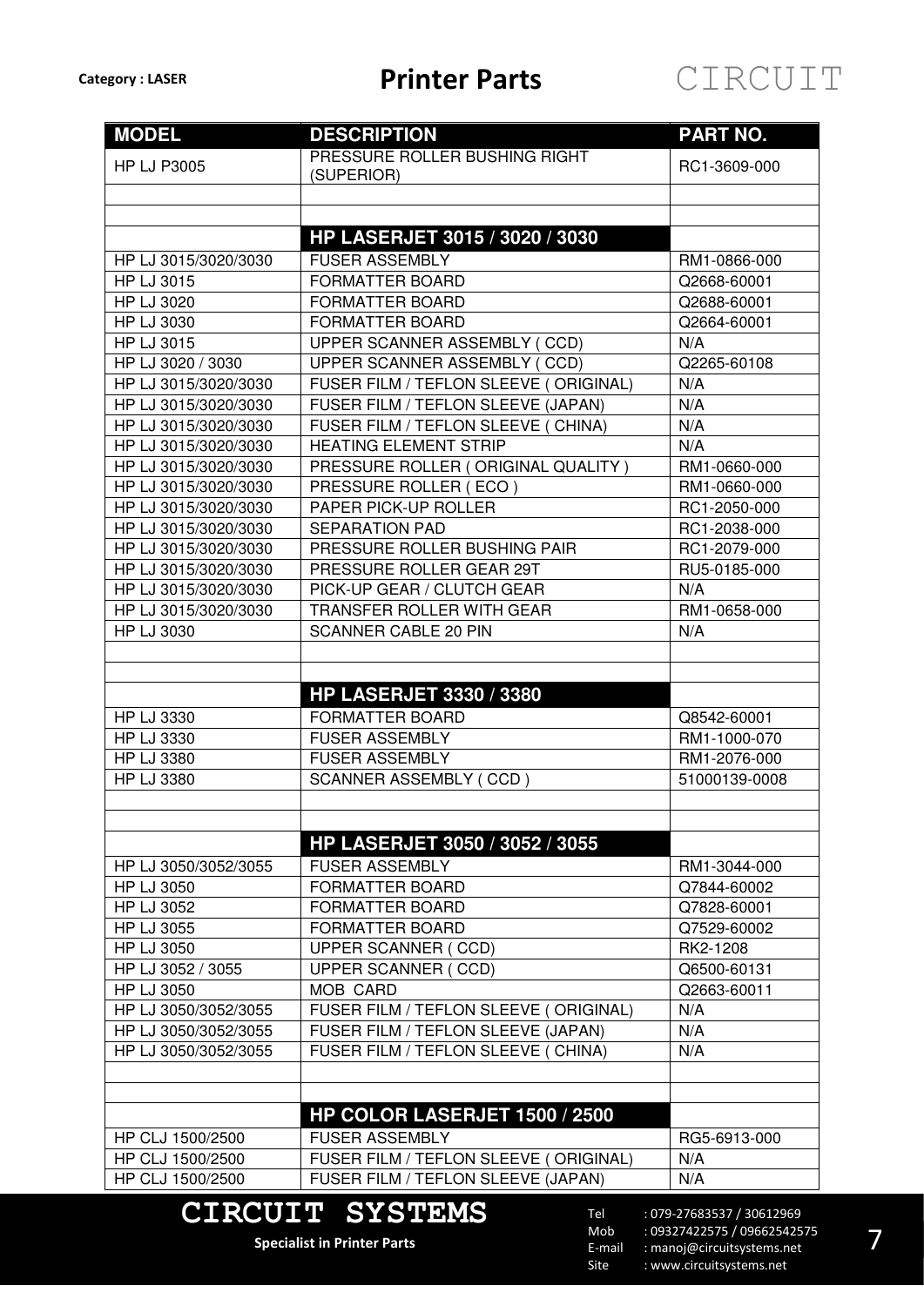Category : LASER

# Printer Parts

| MODEL | DESCRIPTION | PART NO. |
|---|---|---|
| HP LJ P3005 | PRESSURE ROLLER BUSHING RIGHT (SUPERIOR) | RC1-3609-000 |
| | | |
| | | |
| | **HP LASERJET 3015 / 3020 / 3030** | |
| HP LJ 3015/3020/3030 | FUSER ASSEMBLY | RM1-0866-000 |
| HP LJ 3015 | FORMATTER BOARD | Q2668-60001 |
| HP LJ 3020 | FORMATTER BOARD | Q2688-60001 |
| HP LJ 3030 | FORMATTER BOARD | Q2664-60001 |
| HP LJ 3015 | UPPER SCANNER ASSEMBLY ( CCD) | N/A |
| HP LJ 3020 / 3030 | UPPER SCANNER ASSEMBLY ( CCD) | Q2265-60108 |
| HP LJ 3015/3020/3030 | FUSER FILM / TEFLON SLEEVE ( ORIGINAL) | N/A |
| HP LJ 3015/3020/3030 | FUSER FILM / TEFLON SLEEVE (JAPAN) | N/A |
| HP LJ 3015/3020/3030 | FUSER FILM / TEFLON SLEEVE ( CHINA) | N/A |
| HP LJ 3015/3020/3030 | HEATING ELEMENT STRIP | N/A |
| HP LJ 3015/3020/3030 | PRESSURE ROLLER ( ORIGINAL QUALITY ) | RM1-0660-000 |
| HP LJ 3015/3020/3030 | PRESSURE ROLLER ( ECO ) | RM1-0660-000 |
| HP LJ 3015/3020/3030 | PAPER PICK-UP ROLLER | RC1-2050-000 |
| HP LJ 3015/3020/3030 | SEPARATION PAD | RC1-2038-000 |
| HP LJ 3015/3020/3030 | PRESSURE ROLLER BUSHING PAIR | RC1-2079-000 |
| HP LJ 3015/3020/3030 | PRESSURE ROLLER GEAR 29T | RU5-0185-000 |
| HP LJ 3015/3020/3030 | PICK-UP GEAR / CLUTCH GEAR | N/A |
| HP LJ 3015/3020/3030 | TRANSFER ROLLER WITH GEAR | RM1-0658-000 |
| HP LJ 3030 | SCANNER CABLE 20 PIN | N/A |
| | | |
| | | |
| | **HP LASERJET 3330 / 3380** | |
| HP LJ 3330 | FORMATTER BOARD | Q8542-60001 |
| HP LJ 3330 | FUSER ASSEMBLY | RM1-1000-070 |
| HP LJ 3380 | FUSER ASSEMBLY | RM1-2076-000 |
| HP LJ 3380 | SCANNER ASSEMBLY ( CCD ) | 51000139-0008 |
| | | |
| | | |
| | **HP LASERJET 3050 / 3052 / 3055** | |
| HP LJ 3050/3052/3055 | FUSER ASSEMBLY | RM1-3044-000 |
| HP LJ 3050 | FORMATTER BOARD | Q7844-60002 |
| HP LJ 3052 | FORMATTER BOARD | Q7828-60001 |
| HP LJ 3055 | FORMATTER BOARD | Q7529-60002 |
| HP LJ 3050 | UPPER SCANNER ( CCD) | RK2-1208 |
| HP LJ 3052 / 3055 | UPPER SCANNER ( CCD) | Q6500-60131 |
| HP LJ 3050 | MOB CARD | Q2663-60011 |
| HP LJ 3050/3052/3055 | FUSER FILM / TEFLON SLEEVE ( ORIGINAL) | N/A |
| HP LJ 3050/3052/3055 | FUSER FILM / TEFLON SLEEVE (JAPAN) | N/A |
| HP LJ 3050/3052/3055 | FUSER FILM / TEFLON SLEEVE ( CHINA) | N/A |
| | | |
| | | |
| | **HP COLOR LASERJET 1500 / 2500** | |
| HP CLJ 1500/2500 | FUSER ASSEMBLY | RG5-6913-000 |
| HP CLJ 1500/2500 | FUSER FILM / TEFLON SLEEVE ( ORIGINAL) | N/A |
| HP CLJ 1500/2500 | FUSER FILM / TEFLON SLEEVE (JAPAN) | N/A |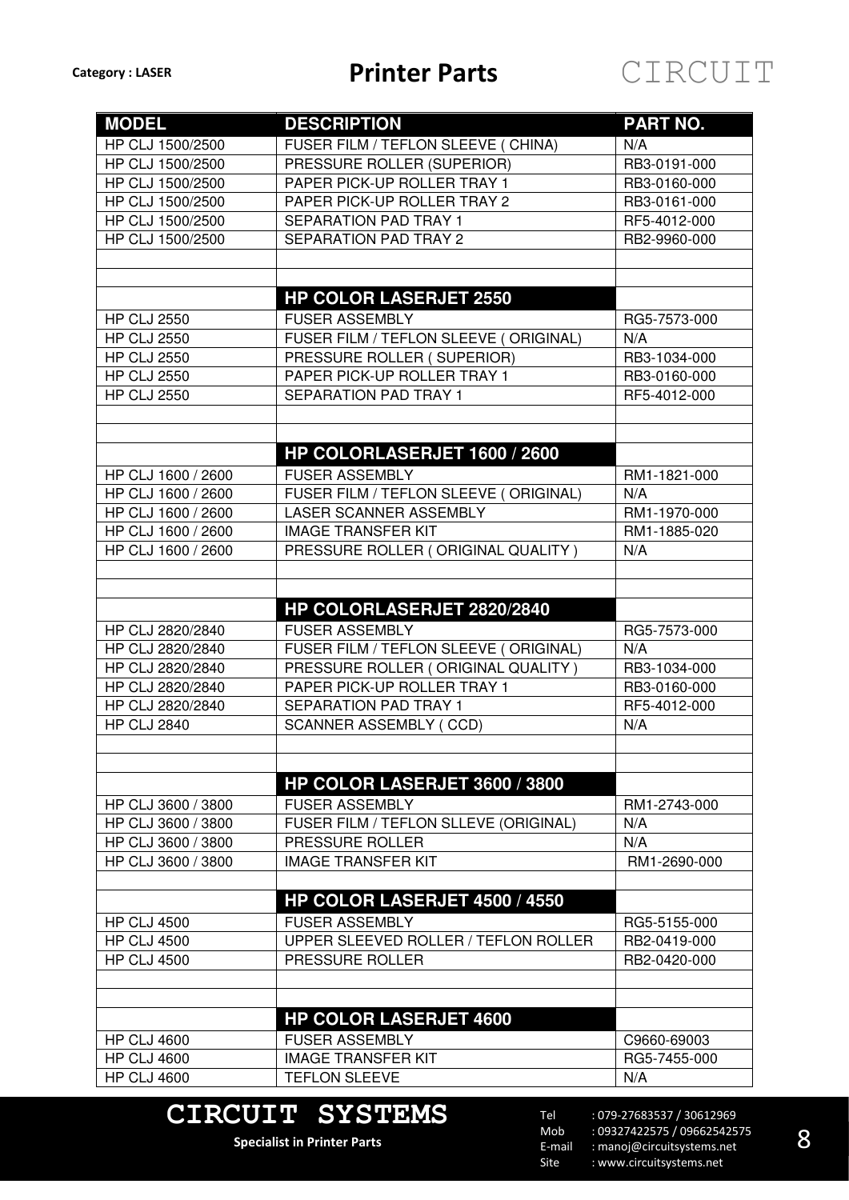**Category : LASER**

# Printer Parts

| MODEL | DESCRIPTION | PART NO. |
|---|---|---|
| HP CLJ 1500/2500 | FUSER FILM / TEFLON SLEEVE ( CHINA) | N/A |
| HP CLJ 1500/2500 | PRESSURE ROLLER (SUPERIOR) | RB3-0191-000 |
| HP CLJ 1500/2500 | PAPER PICK-UP ROLLER TRAY 1 | RB3-0160-000 |
| HP CLJ 1500/2500 | PAPER PICK-UP ROLLER TRAY 2 | RB3-0161-000 |
| HP CLJ 1500/2500 | SEPARATION PAD TRAY 1 | RF5-4012-000 |
| HP CLJ 1500/2500 | SEPARATION PAD TRAY 2 | RB2-9960-000 |
| | | |
| | | |
| | **HP COLOR LASERJET 2550** | |
| HP CLJ 2550 | FUSER ASSEMBLY | RG5-7573-000 |
| HP CLJ 2550 | FUSER FILM / TEFLON SLEEVE ( ORIGINAL) | N/A |
| HP CLJ 2550 | PRESSURE ROLLER ( SUPERIOR) | RB3-1034-000 |
| HP CLJ 2550 | PAPER PICK-UP ROLLER TRAY 1 | RB3-0160-000 |
| HP CLJ 2550 | SEPARATION PAD TRAY 1 | RF5-4012-000 |
| | | |
| | | |
| | **HP COLORLASERJET 1600 / 2600** | |
| HP CLJ 1600 / 2600 | FUSER ASSEMBLY | RM1-1821-000 |
| HP CLJ 1600 / 2600 | FUSER FILM / TEFLON SLEEVE ( ORIGINAL) | N/A |
| HP CLJ 1600 / 2600 | LASER SCANNER ASSEMBLY | RM1-1970-000 |
| HP CLJ 1600 / 2600 | IMAGE TRANSFER KIT | RM1-1885-020 |
| HP CLJ 1600 / 2600 | PRESSURE ROLLER ( ORIGINAL QUALITY ) | N/A |
| | | |
| | | |
| | **HP COLORLASERJET 2820/2840** | |
| HP CLJ 2820/2840 | FUSER ASSEMBLY | RG5-7573-000 |
| HP CLJ 2820/2840 | FUSER FILM / TEFLON SLEEVE ( ORIGINAL) | N/A |
| HP CLJ 2820/2840 | PRESSURE ROLLER ( ORIGINAL QUALITY ) | RB3-1034-000 |
| HP CLJ 2820/2840 | PAPER PICK-UP ROLLER TRAY 1 | RB3-0160-000 |
| HP CLJ 2820/2840 | SEPARATION PAD TRAY 1 | RF5-4012-000 |
| HP CLJ 2840 | SCANNER ASSEMBLY ( CCD) | N/A |
| | | |
| | | |
| | **HP COLOR LASERJET 3600 / 3800** | |
| HP CLJ 3600 / 3800 | FUSER ASSEMBLY | RM1-2743-000 |
| HP CLJ 3600 / 3800 | FUSER FILM / TEFLON SLLEVE (ORIGINAL) | N/A |
| HP CLJ 3600 / 3800 | PRESSURE ROLLER | N/A |
| HP CLJ 3600 / 3800 | IMAGE TRANSFER KIT | RM1-2690-000 |
| | | |
| | **HP COLOR LASERJET 4500 / 4550** | |
| HP CLJ 4500 | FUSER ASSEMBLY | RG5-5155-000 |
| HP CLJ 4500 | UPPER SLEEVED ROLLER / TEFLON ROLLER | RB2-0419-000 |
| HP CLJ 4500 | PRESSURE ROLLER | RB2-0420-000 |
| | | |
| | | |
| | **HP COLOR LASERJET 4600** | |
| HP CLJ 4600 | FUSER ASSEMBLY | C9660-69003 |
| HP CLJ 4600 | IMAGE TRANSFER KIT | RG5-7455-000 |
| HP CLJ 4600 | TEFLON SLEEVE | N/A |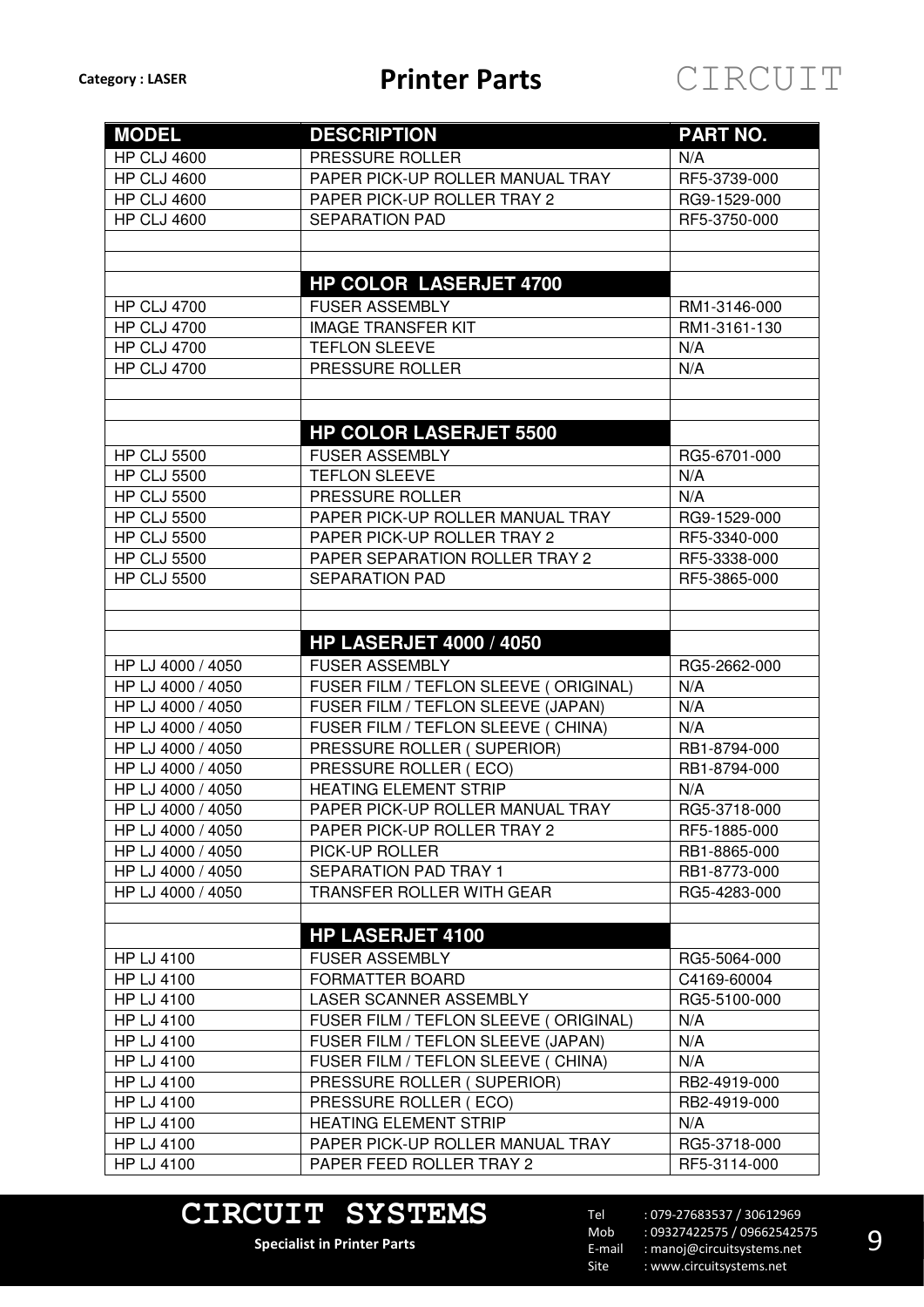| MODEL | DESCRIPTION | PART NO. |
|---|---|---|
| HP CLJ 4600 | PRESSURE ROLLER | N/A |
| HP CLJ 4600 | PAPER PICK-UP ROLLER MANUAL TRAY | RF5-3739-000 |
| HP CLJ 4600 | PAPER PICK-UP ROLLER TRAY 2 | RG9-1529-000 |
| HP CLJ 4600 | SEPARATION PAD | RF5-3750-000 |
| | | |
| | | |
| | **HP COLOR LASERJET 4700** | |
| HP CLJ 4700 | FUSER ASSEMBLY | RM1-3146-000 |
| HP CLJ 4700 | IMAGE TRANSFER KIT | RM1-3161-130 |
| HP CLJ 4700 | TEFLON SLEEVE | N/A |
| HP CLJ 4700 | PRESSURE ROLLER | N/A |
| | | |
| | | |
| | **HP COLOR LASERJET 5500** | |
| HP CLJ 5500 | FUSER ASSEMBLY | RG5-6701-000 |
| HP CLJ 5500 | TEFLON SLEEVE | N/A |
| HP CLJ 5500 | PRESSURE ROLLER | N/A |
| HP CLJ 5500 | PAPER PICK-UP ROLLER MANUAL TRAY | RG9-1529-000 |
| HP CLJ 5500 | PAPER PICK-UP ROLLER TRAY 2 | RF5-3340-000 |
| HP CLJ 5500 | PAPER SEPARATION ROLLER TRAY 2 | RF5-3338-000 |
| HP CLJ 5500 | SEPARATION PAD | RF5-3865-000 |
| | | |
| | | |
| | **HP LASERJET 4000 / 4050** | |
| HP LJ 4000 / 4050 | FUSER ASSEMBLY | RG5-2662-000 |
| HP LJ 4000 / 4050 | FUSER FILM / TEFLON SLEEVE ( ORIGINAL) | N/A |
| HP LJ 4000 / 4050 | FUSER FILM / TEFLON SLEEVE (JAPAN) | N/A |
| HP LJ 4000 / 4050 | FUSER FILM / TEFLON SLEEVE ( CHINA) | N/A |
| HP LJ 4000 / 4050 | PRESSURE ROLLER ( SUPERIOR) | RB1-8794-000 |
| HP LJ 4000 / 4050 | PRESSURE ROLLER ( ECO) | RB1-8794-000 |
| HP LJ 4000 / 4050 | HEATING ELEMENT STRIP | N/A |
| HP LJ 4000 / 4050 | PAPER PICK-UP ROLLER MANUAL TRAY | RG5-3718-000 |
| HP LJ 4000 / 4050 | PAPER PICK-UP ROLLER TRAY 2 | RF5-1885-000 |
| HP LJ 4000 / 4050 | PICK-UP ROLLER | RB1-8865-000 |
| HP LJ 4000 / 4050 | SEPARATION PAD TRAY 1 | RB1-8773-000 |
| HP LJ 4000 / 4050 | TRANSFER ROLLER WITH GEAR | RG5-4283-000 |
| | | |
| | **HP LASERJET 4100** | |
| HP LJ 4100 | FUSER ASSEMBLY | RG5-5064-000 |
| HP LJ 4100 | FORMATTER BOARD | C4169-60004 |
| HP LJ 4100 | LASER SCANNER ASSEMBLY | RG5-5100-000 |
| HP LJ 4100 | FUSER FILM / TEFLON SLEEVE ( ORIGINAL) | N/A |
| HP LJ 4100 | FUSER FILM / TEFLON SLEEVE (JAPAN) | N/A |
| HP LJ 4100 | FUSER FILM / TEFLON SLEEVE ( CHINA) | N/A |
| HP LJ 4100 | PRESSURE ROLLER ( SUPERIOR) | RB2-4919-000 |
| HP LJ 4100 | PRESSURE ROLLER ( ECO) | RB2-4919-000 |
| HP LJ 4100 | HEATING ELEMENT STRIP | N/A |
| HP LJ 4100 | PAPER PICK-UP ROLLER MANUAL TRAY | RG5-3718-000 |
| HP LJ 4100 | PAPER FEED ROLLER TRAY 2 | RF5-3114-000 |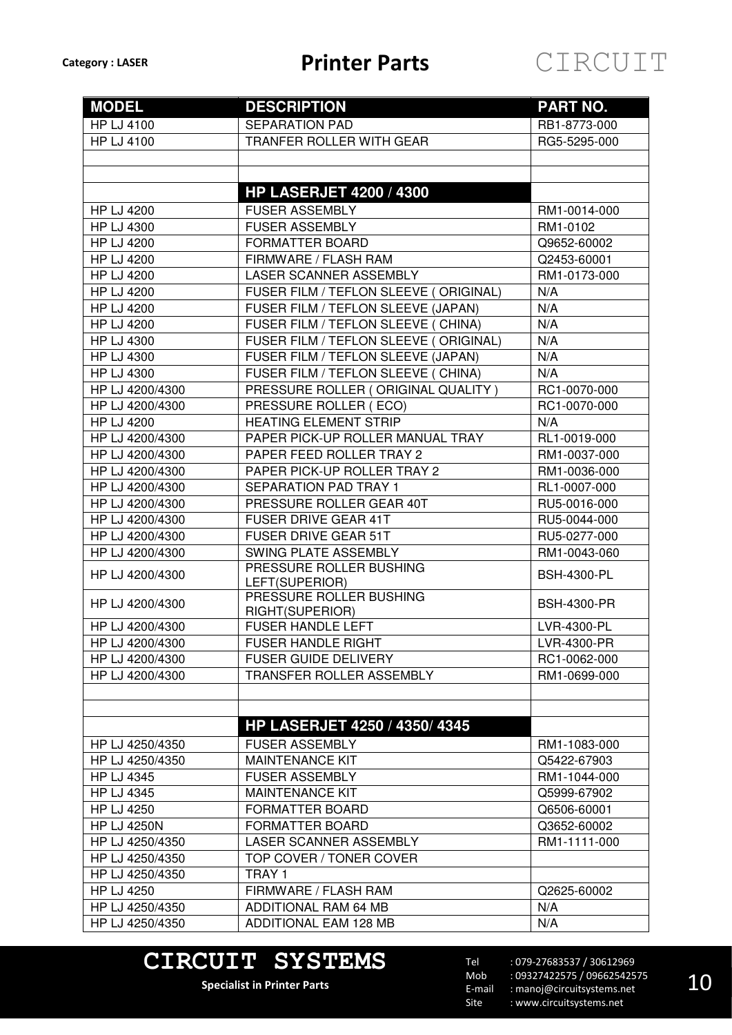Category : LASER

# Printer Parts

| MODEL | DESCRIPTION | PART NO. |
|---|---|---|
| HP LJ 4100 | SEPARATION PAD | RB1-8773-000 |
| HP LJ 4100 | TRANFER ROLLER WITH GEAR | RG5-5295-000 |
| | | |
| | | |
| | **HP LASERJET 4200 / 4300** | |
| HP LJ 4200 | FUSER ASSEMBLY | RM1-0014-000 |
| HP LJ 4300 | FUSER ASSEMBLY | RM1-0102 |
| HP LJ 4200 | FORMATTER BOARD | Q9652-60002 |
| HP LJ 4200 | FIRMWARE / FLASH RAM | Q2453-60001 |
| HP LJ 4200 | LASER SCANNER ASSEMBLY | RM1-0173-000 |
| HP LJ 4200 | FUSER FILM / TEFLON SLEEVE ( ORIGINAL) | N/A |
| HP LJ 4200 | FUSER FILM / TEFLON SLEEVE (JAPAN) | N/A |
| HP LJ 4200 | FUSER FILM / TEFLON SLEEVE ( CHINA) | N/A |
| HP LJ 4300 | FUSER FILM / TEFLON SLEEVE ( ORIGINAL) | N/A |
| HP LJ 4300 | FUSER FILM / TEFLON SLEEVE (JAPAN) | N/A |
| HP LJ 4300 | FUSER FILM / TEFLON SLEEVE ( CHINA) | N/A |
| HP LJ 4200/4300 | PRESSURE ROLLER ( ORIGINAL QUALITY ) | RC1-0070-000 |
| HP LJ 4200/4300 | PRESSURE ROLLER ( ECO) | RC1-0070-000 |
| HP LJ 4200 | HEATING ELEMENT STRIP | N/A |
| HP LJ 4200/4300 | PAPER PICK-UP ROLLER MANUAL TRAY | RL1-0019-000 |
| HP LJ 4200/4300 | PAPER FEED ROLLER TRAY 2 | RM1-0037-000 |
| HP LJ 4200/4300 | PAPER PICK-UP ROLLER TRAY 2 | RM1-0036-000 |
| HP LJ 4200/4300 | SEPARATION PAD TRAY 1 | RL1-0007-000 |
| HP LJ 4200/4300 | PRESSURE ROLLER GEAR 40T | RU5-0016-000 |
| HP LJ 4200/4300 | FUSER DRIVE GEAR 41T | RU5-0044-000 |
| HP LJ 4200/4300 | FUSER DRIVE GEAR 51T | RU5-0277-000 |
| HP LJ 4200/4300 | SWING PLATE ASSEMBLY | RM1-0043-060 |
| HP LJ 4200/4300 | PRESSURE ROLLER BUSHING LEFT(SUPERIOR) | BSH-4300-PL |
| HP LJ 4200/4300 | PRESSURE ROLLER BUSHING RIGHT(SUPERIOR) | BSH-4300-PR |
| HP LJ 4200/4300 | FUSER HANDLE LEFT | LVR-4300-PL |
| HP LJ 4200/4300 | FUSER HANDLE RIGHT | LVR-4300-PR |
| HP LJ 4200/4300 | FUSER GUIDE DELIVERY | RC1-0062-000 |
| HP LJ 4200/4300 | TRANSFER ROLLER ASSEMBLY | RM1-0699-000 |
| | | |
| | | |
| | **HP LASERJET 4250 / 4350/ 4345** | |
| HP LJ 4250/4350 | FUSER ASSEMBLY | RM1-1083-000 |
| HP LJ 4250/4350 | MAINTENANCE KIT | Q5422-67903 |
| HP LJ 4345 | FUSER ASSEMBLY | RM1-1044-000 |
| HP LJ 4345 | MAINTENANCE KIT | Q5999-67902 |
| HP LJ 4250 | FORMATTER BOARD | Q6506-60001 |
| HP LJ 4250N | FORMATTER BOARD | Q3652-60002 |
| HP LJ 4250/4350 | LASER SCANNER ASSEMBLY | RM1-1111-000 |
| HP LJ 4250/4350 | TOP COVER / TONER COVER | |
| HP LJ 4250/4350 | TRAY 1 | |
| HP LJ 4250 | FIRMWARE / FLASH RAM | Q2625-60002 |
| HP LJ 4250/4350 | ADDITIONAL RAM 64 MB | N/A |
| HP LJ 4250/4350 | ADDITIONAL EAM 128 MB | N/A |

**CIRCUIT SYSTEMS**

Specialist in Printer Parts

Tel : 079-27683537 / 30612969
Mob : 09327422575 / 09662542575
E-mail : manoj@circuitsystems.net
Site : www.circuitsystems.net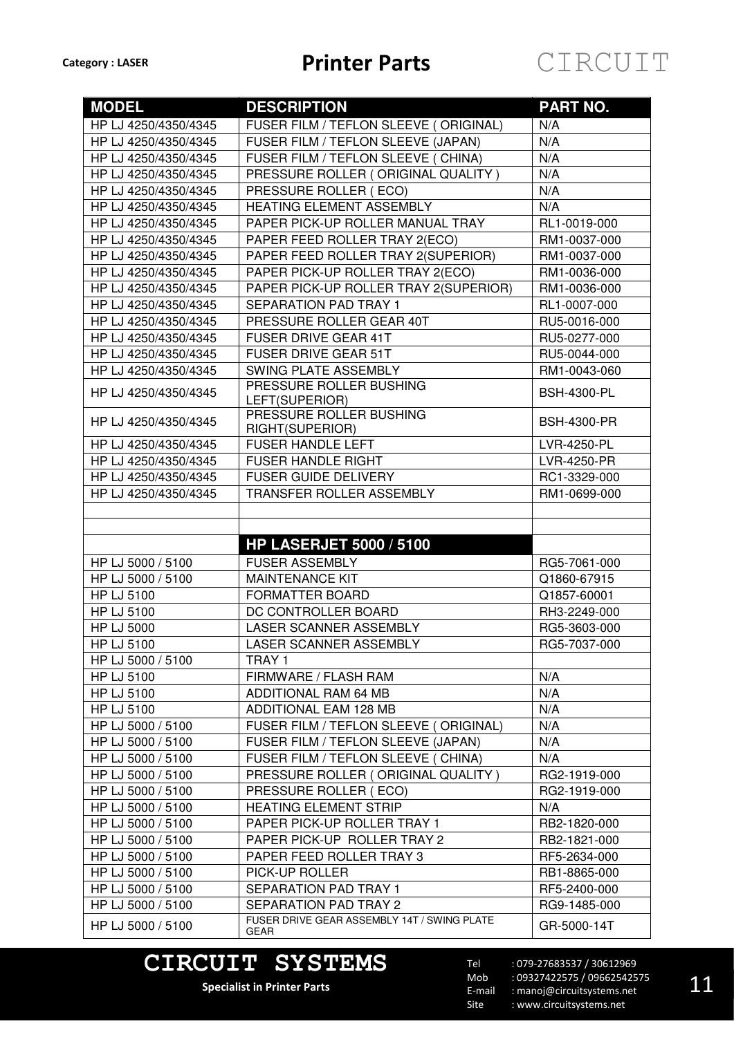Category : LASER

# Printer Parts

CIRCUIT

| MODEL | DESCRIPTION | PART NO. |
|---|---|---|
| HP LJ 4250/4350/4345 | FUSER FILM / TEFLON SLEEVE ( ORIGINAL) | N/A |
| HP LJ 4250/4350/4345 | FUSER FILM / TEFLON SLEEVE (JAPAN) | N/A |
| HP LJ 4250/4350/4345 | FUSER FILM / TEFLON SLEEVE ( CHINA) | N/A |
| HP LJ 4250/4350/4345 | PRESSURE ROLLER ( ORIGINAL QUALITY ) | N/A |
| HP LJ 4250/4350/4345 | PRESSURE ROLLER ( ECO) | N/A |
| HP LJ 4250/4350/4345 | HEATING ELEMENT ASSEMBLY | N/A |
| HP LJ 4250/4350/4345 | PAPER PICK-UP ROLLER MANUAL TRAY | RL1-0019-000 |
| HP LJ 4250/4350/4345 | PAPER FEED ROLLER TRAY 2(ECO) | RM1-0037-000 |
| HP LJ 4250/4350/4345 | PAPER FEED ROLLER TRAY 2(SUPERIOR) | RM1-0037-000 |
| HP LJ 4250/4350/4345 | PAPER PICK-UP ROLLER TRAY 2(ECO) | RM1-0036-000 |
| HP LJ 4250/4350/4345 | PAPER PICK-UP ROLLER TRAY 2(SUPERIOR) | RM1-0036-000 |
| HP LJ 4250/4350/4345 | SEPARATION PAD TRAY 1 | RL1-0007-000 |
| HP LJ 4250/4350/4345 | PRESSURE ROLLER GEAR 40T | RU5-0016-000 |
| HP LJ 4250/4350/4345 | FUSER DRIVE GEAR 41T | RU5-0277-000 |
| HP LJ 4250/4350/4345 | FUSER DRIVE GEAR 51T | RU5-0044-000 |
| HP LJ 4250/4350/4345 | SWING PLATE ASSEMBLY | RM1-0043-060 |
| HP LJ 4250/4350/4345 | PRESSURE ROLLER BUSHING LEFT(SUPERIOR) | BSH-4300-PL |
| HP LJ 4250/4350/4345 | PRESSURE ROLLER BUSHING RIGHT(SUPERIOR) | BSH-4300-PR |
| HP LJ 4250/4350/4345 | FUSER HANDLE LEFT | LVR-4250-PL |
| HP LJ 4250/4350/4345 | FUSER HANDLE RIGHT | LVR-4250-PR |
| HP LJ 4250/4350/4345 | FUSER GUIDE DELIVERY | RC1-3329-000 |
| HP LJ 4250/4350/4345 | TRANSFER ROLLER ASSEMBLY | RM1-0699-000 |
| | | |
| | | |
| | **HP LASERJET 5000 / 5100** | |
| HP LJ 5000 / 5100 | FUSER ASSEMBLY | RG5-7061-000 |
| HP LJ 5000 / 5100 | MAINTENANCE KIT | Q1860-67915 |
| HP LJ 5100 | FORMATTER BOARD | Q1857-60001 |
| HP LJ 5100 | DC CONTROLLER BOARD | RH3-2249-000 |
| HP LJ 5000 | LASER SCANNER ASSEMBLY | RG5-3603-000 |
| HP LJ 5100 | LASER SCANNER ASSEMBLY | RG5-7037-000 |
| HP LJ 5000 / 5100 | TRAY 1 | |
| HP LJ 5100 | FIRMWARE / FLASH RAM | N/A |
| HP LJ 5100 | ADDITIONAL RAM 64 MB | N/A |
| HP LJ 5100 | ADDITIONAL EAM 128 MB | N/A |
| HP LJ 5000 / 5100 | FUSER FILM / TEFLON SLEEVE ( ORIGINAL) | N/A |
| HP LJ 5000 / 5100 | FUSER FILM / TEFLON SLEEVE (JAPAN) | N/A |
| HP LJ 5000 / 5100 | FUSER FILM / TEFLON SLEEVE ( CHINA) | N/A |
| HP LJ 5000 / 5100 | PRESSURE ROLLER ( ORIGINAL QUALITY ) | RG2-1919-000 |
| HP LJ 5000 / 5100 | PRESSURE ROLLER ( ECO) | RG2-1919-000 |
| HP LJ 5000 / 5100 | HEATING ELEMENT STRIP | N/A |
| HP LJ 5000 / 5100 | PAPER PICK-UP ROLLER TRAY 1 | RB2-1820-000 |
| HP LJ 5000 / 5100 | PAPER PICK-UP ROLLER TRAY 2 | RB2-1821-000 |
| HP LJ 5000 / 5100 | PAPER FEED ROLLER TRAY 3 | RF5-2634-000 |
| HP LJ 5000 / 5100 | PICK-UP ROLLER | RB1-8865-000 |
| HP LJ 5000 / 5100 | SEPARATION PAD TRAY 1 | RF5-2400-000 |
| HP LJ 5000 / 5100 | SEPARATION PAD TRAY 2 | RG9-1485-000 |
| HP LJ 5000 / 5100 | FUSER DRIVE GEAR ASSEMBLY 14T / SWING PLATE GEAR | GR-5000-14T |

**CIRCUIT SYSTEMS**

**Specialist in Printer Parts**

Tel : 079-27683537 / 30612969
Mob : 09327422575 / 09662542575
E-mail : manoj@circuitsystems.net
Site : www.circuitsystems.net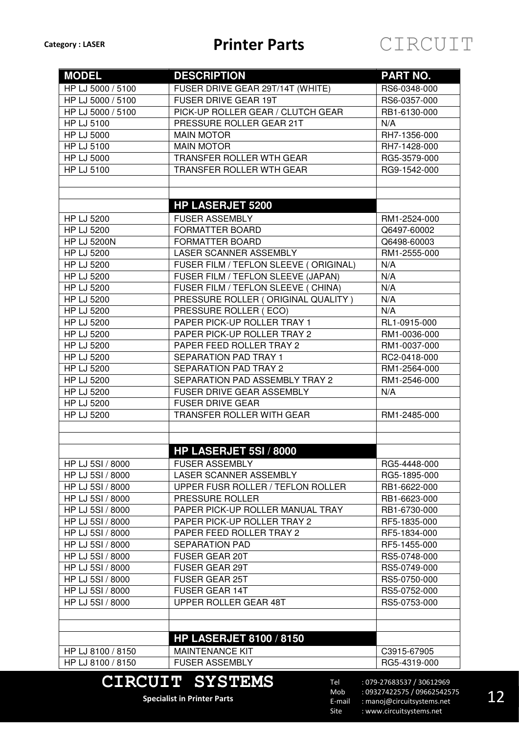| MODEL | DESCRIPTION | PART NO. |
|---|---|---|
| HP LJ 5000 / 5100 | FUSER DRIVE GEAR 29T/14T (WHITE) | RS6-0348-000 |
| HP LJ 5000 / 5100 | FUSER DRIVE GEAR 19T | RS6-0357-000 |
| HP LJ 5000 / 5100 | PICK-UP ROLLER GEAR / CLUTCH GEAR | RB1-6130-000 |
| HP LJ 5100 | PRESSURE ROLLER GEAR 21T | N/A |
| HP LJ 5000 | MAIN MOTOR | RH7-1356-000 |
| HP LJ 5100 | MAIN MOTOR | RH7-1428-000 |
| HP LJ 5000 | TRANSFER ROLLER WTH GEAR | RG5-3579-000 |
| HP LJ 5100 | TRANSFER ROLLER WTH GEAR | RG9-1542-000 |
| | | |
| | | |
| | **HP LASERJET 5200** | |
| HP LJ 5200 | FUSER ASSEMBLY | RM1-2524-000 |
| HP LJ 5200 | FORMATTER BOARD | Q6497-60002 |
| HP LJ 5200N | FORMATTER BOARD | Q6498-60003 |
| HP LJ 5200 | LASER SCANNER ASSEMBLY | RM1-2555-000 |
| HP LJ 5200 | FUSER FILM / TEFLON SLEEVE ( ORIGINAL) | N/A |
| HP LJ 5200 | FUSER FILM / TEFLON SLEEVE (JAPAN) | N/A |
| HP LJ 5200 | FUSER FILM / TEFLON SLEEVE ( CHINA) | N/A |
| HP LJ 5200 | PRESSURE ROLLER ( ORIGINAL QUALITY ) | N/A |
| HP LJ 5200 | PRESSURE ROLLER ( ECO) | N/A |
| HP LJ 5200 | PAPER PICK-UP ROLLER TRAY 1 | RL1-0915-000 |
| HP LJ 5200 | PAPER PICK-UP ROLLER TRAY 2 | RM1-0036-000 |
| HP LJ 5200 | PAPER FEED ROLLER TRAY 2 | RM1-0037-000 |
| HP LJ 5200 | SEPARATION PAD TRAY 1 | RC2-0418-000 |
| HP LJ 5200 | SEPARATION PAD TRAY 2 | RM1-2564-000 |
| HP LJ 5200 | SEPARATION PAD ASSEMBLY TRAY 2 | RM1-2546-000 |
| HP LJ 5200 | FUSER DRIVE GEAR ASSEMBLY | N/A |
| HP LJ 5200 | FUSER DRIVE GEAR | |
| HP LJ 5200 | TRANSFER ROLLER WITH GEAR | RM1-2485-000 |
| | | |
| | | |
| | **HP LASERJET 5SI / 8000** | |
| HP LJ 5SI / 8000 | FUSER ASSEMBLY | RG5-4448-000 |
| HP LJ 5SI / 8000 | LASER SCANNER ASSEMBLY | RG5-1895-000 |
| HP LJ 5SI / 8000 | UPPER FUSR ROLLER / TEFLON ROLLER | RB1-6622-000 |
| HP LJ 5SI / 8000 | PRESSURE ROLLER | RB1-6623-000 |
| HP LJ 5SI / 8000 | PAPER PICK-UP ROLLER MANUAL TRAY | RB1-6730-000 |
| HP LJ 5SI / 8000 | PAPER PICK-UP ROLLER TRAY 2 | RF5-1835-000 |
| HP LJ 5SI / 8000 | PAPER FEED ROLLER TRAY 2 | RF5-1834-000 |
| HP LJ 5SI / 8000 | SEPARATION PAD | RF5-1455-000 |
| HP LJ 5SI / 8000 | FUSER GEAR 20T | RS5-0748-000 |
| HP LJ 5SI / 8000 | FUSER GEAR 29T | RS5-0749-000 |
| HP LJ 5SI / 8000 | FUSER GEAR 25T | RS5-0750-000 |
| HP LJ 5SI / 8000 | FUSER GEAR 14T | RS5-0752-000 |
| HP LJ 5SI / 8000 | UPPER ROLLER GEAR 48T | RS5-0753-000 |
| | | |
| | | |
| | **HP LASERJET 8100 / 8150** | |
| HP LJ 8100 / 8150 | MAINTENANCE KIT | C3915-67905 |
| HP LJ 8100 / 8150 | FUSER ASSEMBLY | RG5-4319-000 |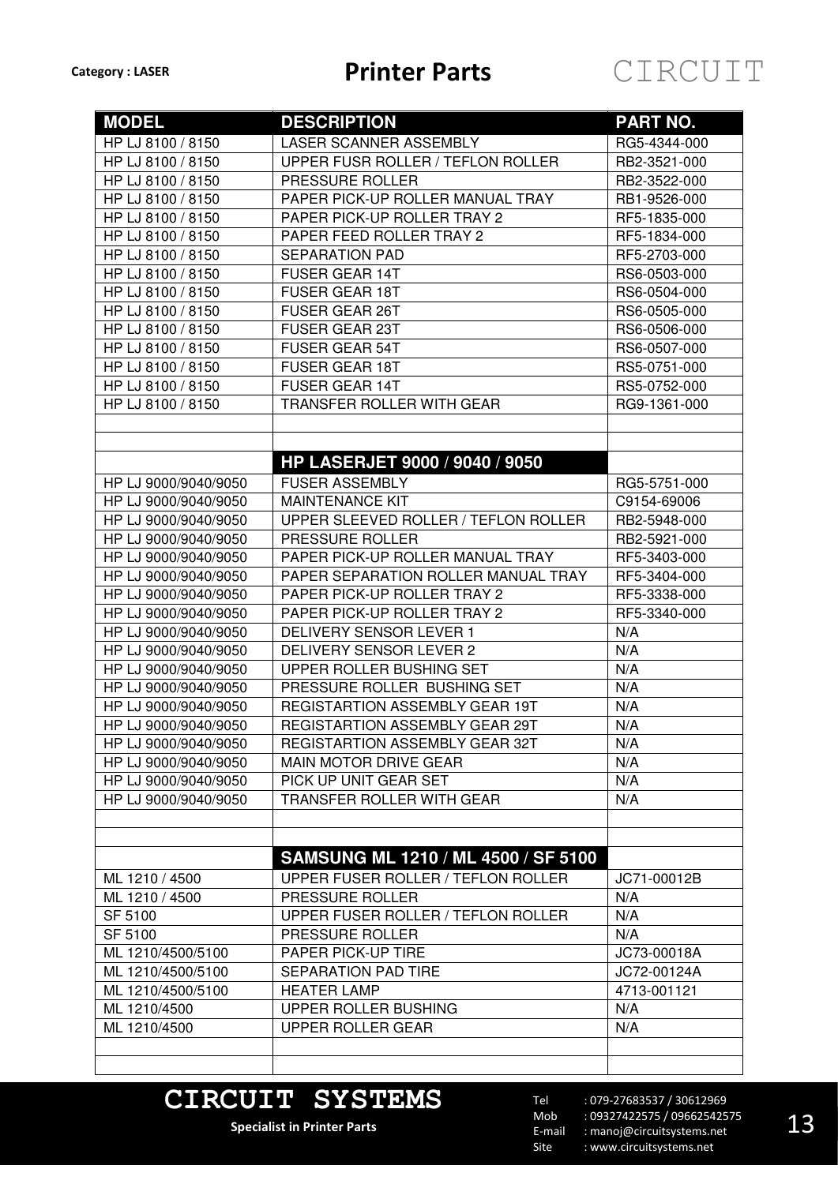Category : LASER

# Printer Parts

| MODEL | DESCRIPTION | PART NO. |
|---|---|---|
| HP LJ 8100 / 8150 | LASER SCANNER ASSEMBLY | RG5-4344-000 |
| HP LJ 8100 / 8150 | UPPER FUSR ROLLER / TEFLON ROLLER | RB2-3521-000 |
| HP LJ 8100 / 8150 | PRESSURE ROLLER | RB2-3522-000 |
| HP LJ 8100 / 8150 | PAPER PICK-UP ROLLER MANUAL TRAY | RB1-9526-000 |
| HP LJ 8100 / 8150 | PAPER PICK-UP ROLLER TRAY 2 | RF5-1835-000 |
| HP LJ 8100 / 8150 | PAPER FEED ROLLER TRAY 2 | RF5-1834-000 |
| HP LJ 8100 / 8150 | SEPARATION PAD | RF5-2703-000 |
| HP LJ 8100 / 8150 | FUSER GEAR 14T | RS6-0503-000 |
| HP LJ 8100 / 8150 | FUSER GEAR 18T | RS6-0504-000 |
| HP LJ 8100 / 8150 | FUSER GEAR 26T | RS6-0505-000 |
| HP LJ 8100 / 8150 | FUSER GEAR 23T | RS6-0506-000 |
| HP LJ 8100 / 8150 | FUSER GEAR 54T | RS6-0507-000 |
| HP LJ 8100 / 8150 | FUSER GEAR 18T | RS5-0751-000 |
| HP LJ 8100 / 8150 | FUSER GEAR 14T | RS5-0752-000 |
| HP LJ 8100 / 8150 | TRANSFER ROLLER WITH GEAR | RG9-1361-000 |
| | | |
| | | |
| | **HP LASERJET 9000 / 9040 / 9050** | |
| HP LJ 9000/9040/9050 | FUSER ASSEMBLY | RG5-5751-000 |
| HP LJ 9000/9040/9050 | MAINTENANCE KIT | C9154-69006 |
| HP LJ 9000/9040/9050 | UPPER SLEEVED ROLLER / TEFLON ROLLER | RB2-5948-000 |
| HP LJ 9000/9040/9050 | PRESSURE ROLLER | RB2-5921-000 |
| HP LJ 9000/9040/9050 | PAPER PICK-UP ROLLER MANUAL TRAY | RF5-3403-000 |
| HP LJ 9000/9040/9050 | PAPER SEPARATION ROLLER MANUAL TRAY | RF5-3404-000 |
| HP LJ 9000/9040/9050 | PAPER PICK-UP ROLLER TRAY 2 | RF5-3338-000 |
| HP LJ 9000/9040/9050 | PAPER PICK-UP ROLLER TRAY 2 | RF5-3340-000 |
| HP LJ 9000/9040/9050 | DELIVERY SENSOR LEVER 1 | N/A |
| HP LJ 9000/9040/9050 | DELIVERY SENSOR LEVER 2 | N/A |
| HP LJ 9000/9040/9050 | UPPER ROLLER BUSHING SET | N/A |
| HP LJ 9000/9040/9050 | PRESSURE ROLLER BUSHING SET | N/A |
| HP LJ 9000/9040/9050 | REGISTARTION ASSEMBLY GEAR 19T | N/A |
| HP LJ 9000/9040/9050 | REGISTARTION ASSEMBLY GEAR 29T | N/A |
| HP LJ 9000/9040/9050 | REGISTARTION ASSEMBLY GEAR 32T | N/A |
| HP LJ 9000/9040/9050 | MAIN MOTOR DRIVE GEAR | N/A |
| HP LJ 9000/9040/9050 | PICK UP UNIT GEAR SET | N/A |
| HP LJ 9000/9040/9050 | TRANSFER ROLLER WITH GEAR | N/A |
| | | |
| | | |
| | **SAMSUNG ML 1210 / ML 4500 / SF 5100** | |
| ML 1210 / 4500 | UPPER FUSER ROLLER / TEFLON ROLLER | JC71-00012B |
| ML 1210 / 4500 | PRESSURE ROLLER | N/A |
| SF 5100 | UPPER FUSER ROLLER / TEFLON ROLLER | N/A |
| SF 5100 | PRESSURE ROLLER | N/A |
| ML 1210/4500/5100 | PAPER PICK-UP TIRE | JC73-00018A |
| ML 1210/4500/5100 | SEPARATION PAD TIRE | JC72-00124A |
| ML 1210/4500/5100 | HEATER LAMP | 4713-001121 |
| ML 1210/4500 | UPPER ROLLER BUSHING | N/A |
| ML 1210/4500 | UPPER ROLLER GEAR | N/A |
| | | |
| | | |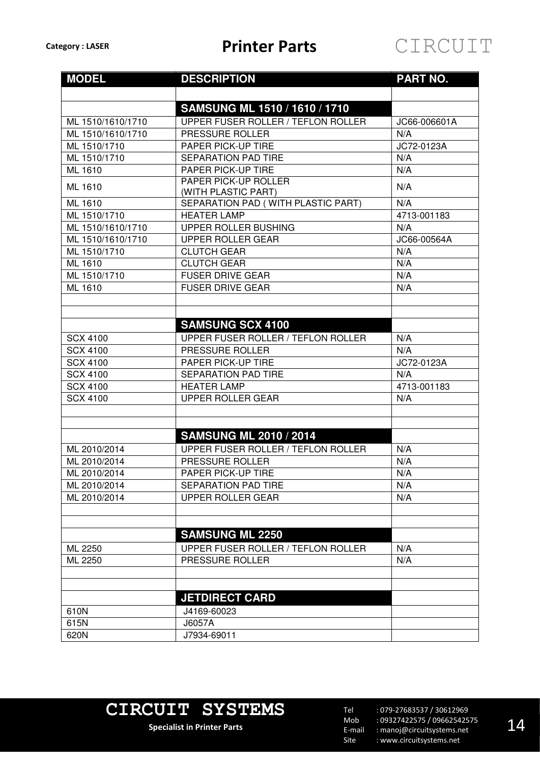**Category : LASER**

# Printer Parts

| MODEL | DESCRIPTION | PART NO. |
|---|---|---|
| | | |
| | **SAMSUNG ML 1510 / 1610 / 1710** | |
| ML 1510/1610/1710 | UPPER FUSER ROLLER / TEFLON ROLLER | JC66-006601A |
| ML 1510/1610/1710 | PRESSURE ROLLER | N/A |
| ML 1510/1710 | PAPER PICK-UP TIRE | JC72-0123A |
| ML 1510/1710 | SEPARATION PAD TIRE | N/A |
| ML 1610 | PAPER PICK-UP TIRE | N/A |
| ML 1610 | PAPER PICK-UP ROLLER (WITH PLASTIC PART) | N/A |
| ML 1610 | SEPARATION PAD ( WITH PLASTIC PART) | N/A |
| ML 1510/1710 | HEATER LAMP | 4713-001183 |
| ML 1510/1610/1710 | UPPER ROLLER BUSHING | N/A |
| ML 1510/1610/1710 | UPPER ROLLER GEAR | JC66-00564A |
| ML 1510/1710 | CLUTCH GEAR | N/A |
| ML 1610 | CLUTCH GEAR | N/A |
| ML 1510/1710 | FUSER DRIVE GEAR | N/A |
| ML 1610 | FUSER DRIVE GEAR | N/A |
| | | |
| | | |
| | **SAMSUNG SCX 4100** | |
| SCX 4100 | UPPER FUSER ROLLER / TEFLON ROLLER | N/A |
| SCX 4100 | PRESSURE ROLLER | N/A |
| SCX 4100 | PAPER PICK-UP TIRE | JC72-0123A |
| SCX 4100 | SEPARATION PAD TIRE | N/A |
| SCX 4100 | HEATER LAMP | 4713-001183 |
| SCX 4100 | UPPER ROLLER GEAR | N/A |
| | | |
| | | |
| | **SAMSUNG ML 2010 / 2014** | |
| ML 2010/2014 | UPPER FUSER ROLLER / TEFLON ROLLER | N/A |
| ML 2010/2014 | PRESSURE ROLLER | N/A |
| ML 2010/2014 | PAPER PICK-UP TIRE | N/A |
| ML 2010/2014 | SEPARATION PAD TIRE | N/A |
| ML 2010/2014 | UPPER ROLLER GEAR | N/A |
| | | |
| | | |
| | **SAMSUNG ML 2250** | |
| ML 2250 | UPPER FUSER ROLLER / TEFLON ROLLER | N/A |
| ML 2250 | PRESSURE ROLLER | N/A |
| | | |
| | | |
| | **JETDIRECT CARD** | |
| 610N | J4169-60023 | |
| 615N | J6057A | |
| 620N | J7934-69011 | |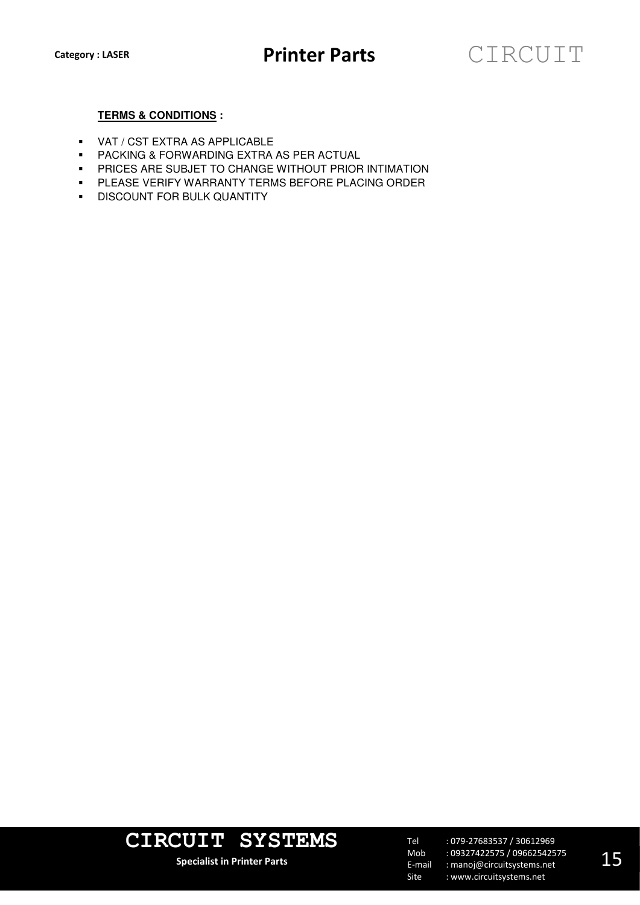**TERMS & CONDITIONS :**

- VAT / CST EXTRA AS APPLICABLE
- PACKING & FORWARDING EXTRA AS PER ACTUAL
- PRICES ARE SUBJET TO CHANGE WITHOUT PRIOR INTIMATION
- PLEASE VERIFY WARRANTY TERMS BEFORE PLACING ORDER
- DISCOUNT FOR BULK QUANTITY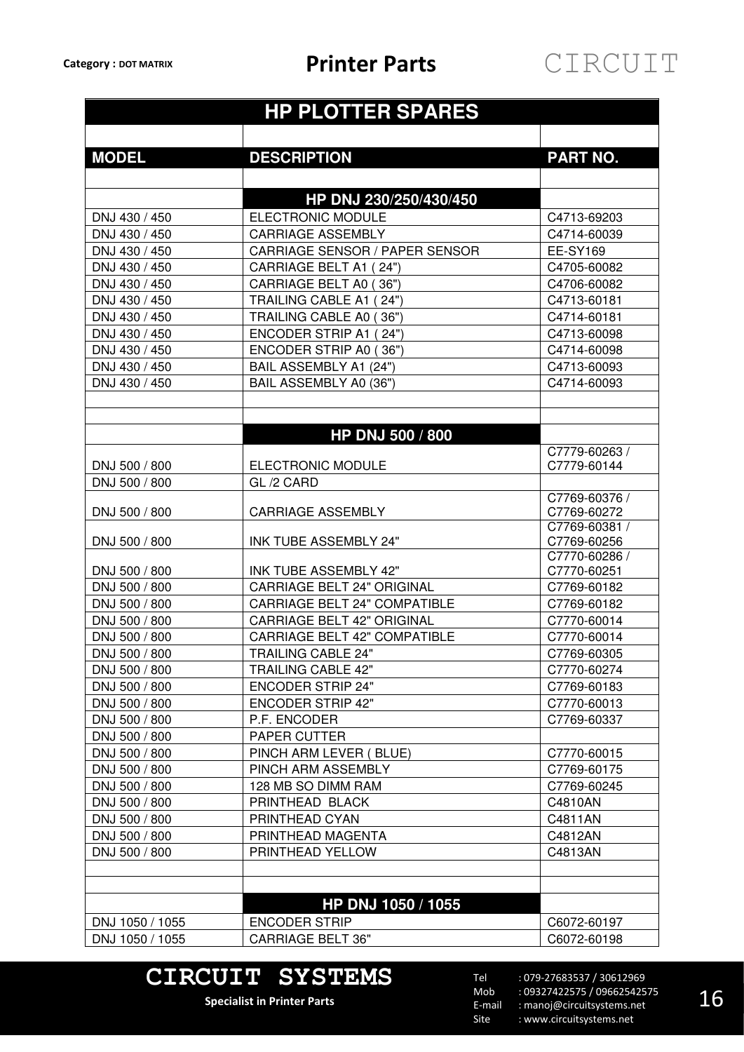# HP PLOTTER SPARES

| MODEL | DESCRIPTION | PART NO. |
|---|---|---|
| | **HP DNJ 230/250/430/450** | |
| DNJ 430 / 450 | ELECTRONIC MODULE | C4713-69203 |
| DNJ 430 / 450 | CARRIAGE ASSEMBLY | C4714-60039 |
| DNJ 430 / 450 | CARRIAGE SENSOR / PAPER SENSOR | EE-SY169 |
| DNJ 430 / 450 | CARRIAGE BELT A1 ( 24") | C4705-60082 |
| DNJ 430 / 450 | CARRIAGE BELT A0 ( 36") | C4706-60082 |
| DNJ 430 / 450 | TRAILING CABLE A1 ( 24") | C4713-60181 |
| DNJ 430 / 450 | TRAILING CABLE A0 ( 36") | C4714-60181 |
| DNJ 430 / 450 | ENCODER STRIP A1 ( 24") | C4713-60098 |
| DNJ 430 / 450 | ENCODER STRIP A0 ( 36") | C4714-60098 |
| DNJ 430 / 450 | BAIL ASSEMBLY A1 (24") | C4713-60093 |
| DNJ 430 / 450 | BAIL ASSEMBLY A0 (36") | C4714-60093 |
| | **HP DNJ 500 / 800** | |
| DNJ 500 / 800 | ELECTRONIC MODULE | C7779-60263 / C7779-60144 |
| DNJ 500 / 800 | GL /2 CARD | |
| DNJ 500 / 800 | CARRIAGE ASSEMBLY | C7769-60376 / C7769-60272 |
| DNJ 500 / 800 | INK TUBE ASSEMBLY 24" | C7769-60381 / C7769-60256 |
| DNJ 500 / 800 | INK TUBE ASSEMBLY 42" | C7770-60286 / C7770-60251 |
| DNJ 500 / 800 | CARRIAGE BELT 24" ORIGINAL | C7769-60182 |
| DNJ 500 / 800 | CARRIAGE BELT 24" COMPATIBLE | C7769-60182 |
| DNJ 500 / 800 | CARRIAGE BELT 42" ORIGINAL | C7770-60014 |
| DNJ 500 / 800 | CARRIAGE BELT 42" COMPATIBLE | C7770-60014 |
| DNJ 500 / 800 | TRAILING CABLE 24" | C7769-60305 |
| DNJ 500 / 800 | TRAILING CABLE 42" | C7770-60274 |
| DNJ 500 / 800 | ENCODER STRIP 24" | C7769-60183 |
| DNJ 500 / 800 | ENCODER STRIP 42" | C7770-60013 |
| DNJ 500 / 800 | P.F. ENCODER | C7769-60337 |
| DNJ 500 / 800 | PAPER CUTTER | |
| DNJ 500 / 800 | PINCH ARM LEVER ( BLUE) | C7770-60015 |
| DNJ 500 / 800 | PINCH ARM ASSEMBLY | C7769-60175 |
| DNJ 500 / 800 | 128 MB SO DIMM RAM | C7769-60245 |
| DNJ 500 / 800 | PRINTHEAD BLACK | C4810AN |
| DNJ 500 / 800 | PRINTHEAD CYAN | C4811AN |
| DNJ 500 / 800 | PRINTHEAD MAGENTA | C4812AN |
| DNJ 500 / 800 | PRINTHEAD YELLOW | C4813AN |
| | **HP DNJ 1050 / 1055** | |
| DNJ 1050 / 1055 | ENCODER STRIP | C6072-60197 |
| DNJ 1050 / 1055 | CARRIAGE BELT 36" | C6072-60198 |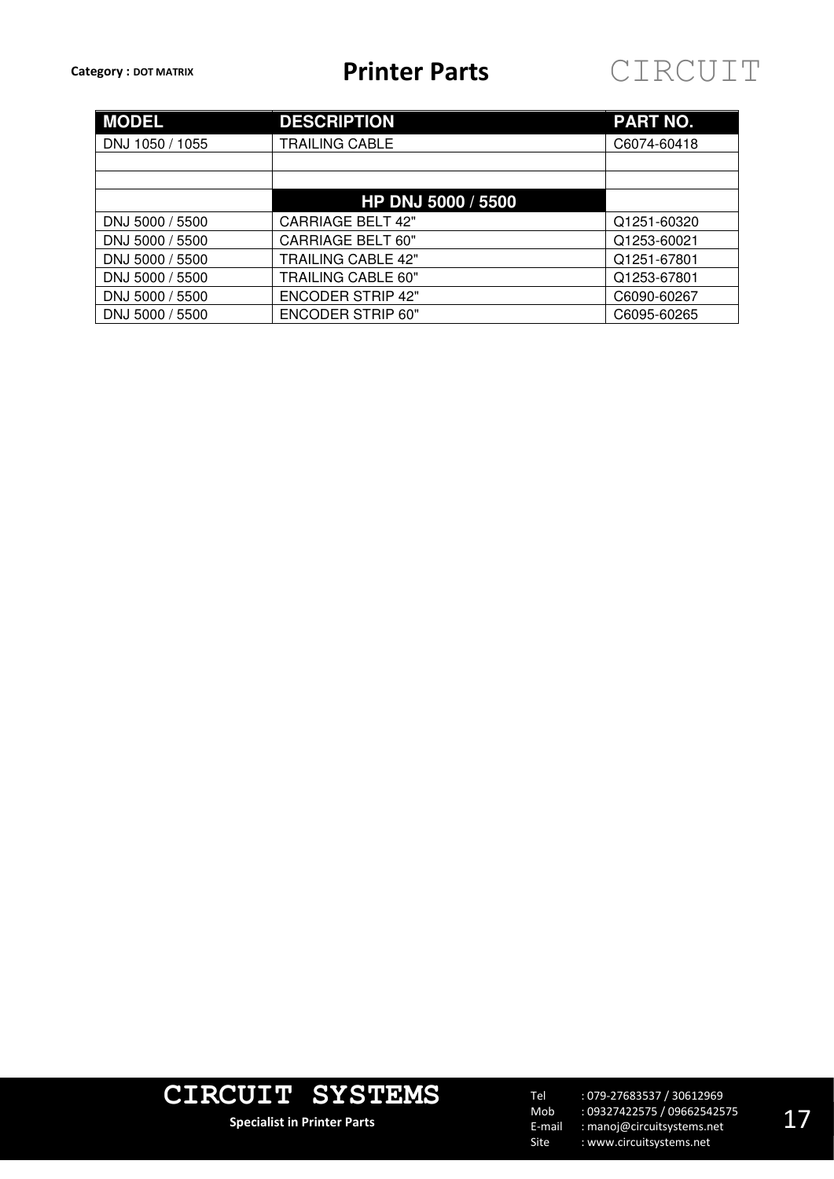Category : DOT MATRIX

# Printer Parts

| MODEL | DESCRIPTION | PART NO. |
| --- | --- | --- |
| DNJ 1050 / 1055 | TRAILING CABLE | C6074-60418 |
| | | |
| | | |
| | **HP DNJ 5000 / 5500** | |
| DNJ 5000 / 5500 | CARRIAGE BELT 42" | Q1251-60320 |
| DNJ 5000 / 5500 | CARRIAGE BELT 60" | Q1253-60021 |
| DNJ 5000 / 5500 | TRAILING CABLE 42" | Q1251-67801 |
| DNJ 5000 / 5500 | TRAILING CABLE 60" | Q1253-67801 |
| DNJ 5000 / 5500 | ENCODER STRIP 42" | C6090-60267 |
| DNJ 5000 / 5500 | ENCODER STRIP 60" | C6095-60265 |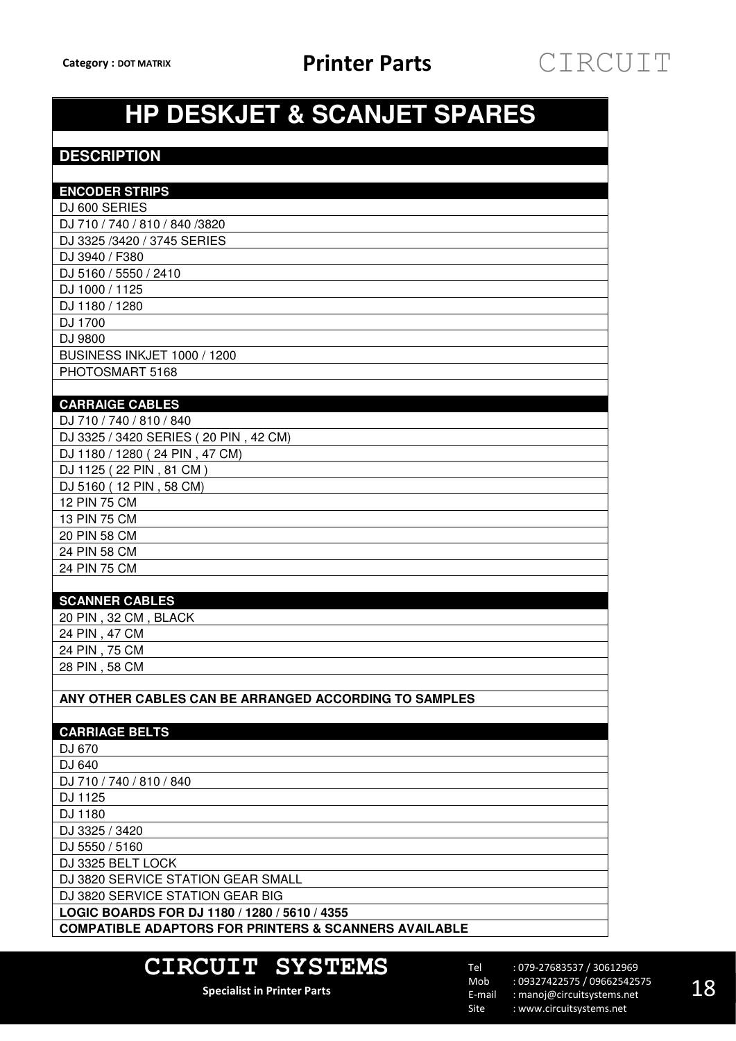# HP DESKJET & SCANJET SPARES

## DESCRIPTION

### ENCODER STRIPS

- DJ 600 SERIES
- DJ 710 / 740 / 810 / 840 /3820
- DJ 3325 /3420 / 3745 SERIES
- DJ 3940 / F380
- DJ 5160 / 5550 / 2410
- DJ 1000 / 1125
- DJ 1180 / 1280
- DJ 1700
- DJ 9800
- BUSINESS INKJET 1000 / 1200
- PHOTOSMART 5168

### CARRAIGE CABLES

- DJ 710 / 740 / 810 / 840
- DJ 3325 / 3420 SERIES ( 20 PIN , 42 CM)
- DJ 1180 / 1280 ( 24 PIN , 47 CM)
- DJ 1125 ( 22 PIN , 81 CM )
- DJ 5160 ( 12 PIN , 58 CM)
- 12 PIN 75 CM
- 13 PIN 75 CM
- 20 PIN 58 CM
- 24 PIN 58 CM
- 24 PIN 75 CM

### SCANNER CABLES

- 20 PIN , 32 CM , BLACK
- 24 PIN , 47 CM
- 24 PIN , 75 CM
- 28 PIN , 58 CM

**ANY OTHER CABLES CAN BE ARRANGED ACCORDING TO SAMPLES**

### CARRIAGE BELTS

- DJ 670
- DJ 640
- DJ 710 / 740 / 810 / 840
- DJ 1125
- DJ 1180
- DJ 3325 / 3420
- DJ 5550 / 5160
- DJ 3325 BELT LOCK
- DJ 3820 SERVICE STATION GEAR SMALL
- DJ 3820 SERVICE STATION GEAR BIG

**LOGIC BOARDS FOR DJ 1180 / 1280 / 5610 / 4355**

**COMPATIBLE ADAPTORS FOR PRINTERS & SCANNERS AVAILABLE**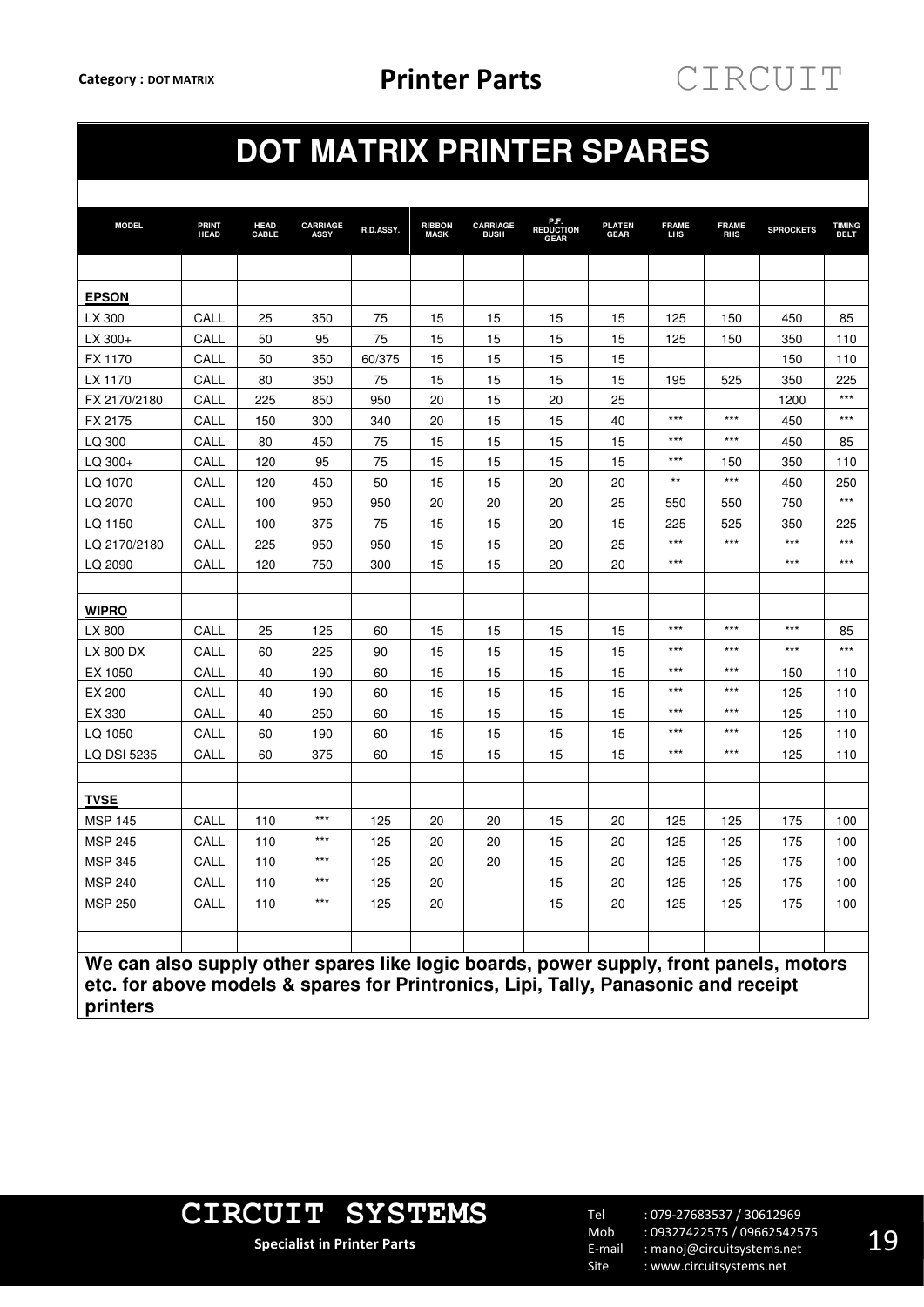Category : DOT MATRIX

**Printer Parts**

# DOT MATRIX PRINTER SPARES

| MODEL | PRINT HEAD | HEAD CABLE | CARRIAGE ASSY | R.D.ASSY. | RIBBON MASK | CARRIAGE BUSH | P.F. REDUCTION GEAR | PLATEN GEAR | FRAME LHS | FRAME RHS | SPROCKETS | TIMING BELT |
|---|---|---|---|---|---|---|---|---|---|---|---|---|
| | | | | | | | | | | | | |
| **EPSON** | | | | | | | | | | | | |
| LX 300 | CALL | 25 | 350 | 75 | 15 | 15 | 15 | 15 | 125 | 150 | 450 | 85 |
| LX 300+ | CALL | 50 | 95 | 75 | 15 | 15 | 15 | 15 | 125 | 150 | 350 | 110 |
| FX 1170 | CALL | 50 | 350 | 60/375 | 15 | 15 | 15 | 15 | | | 150 | 110 |
| LX 1170 | CALL | 80 | 350 | 75 | 15 | 15 | 15 | 15 | 195 | 525 | 350 | 225 |
| FX 2170/2180 | CALL | 225 | 850 | 950 | 20 | 15 | 20 | 25 | | | 1200 | *** |
| FX 2175 | CALL | 150 | 300 | 340 | 20 | 15 | 15 | 40 | *** | *** | 450 | *** |
| LQ 300 | CALL | 80 | 450 | 75 | 15 | 15 | 15 | 15 | *** | *** | 450 | 85 |
| LQ 300+ | CALL | 120 | 95 | 75 | 15 | 15 | 15 | 15 | *** | 150 | 350 | 110 |
| LQ 1070 | CALL | 120 | 450 | 50 | 15 | 15 | 20 | 20 | ** | *** | 450 | 250 |
| LQ 2070 | CALL | 100 | 950 | 950 | 20 | 20 | 20 | 25 | 550 | 550 | 750 | *** |
| LQ 1150 | CALL | 100 | 375 | 75 | 15 | 15 | 20 | 15 | 225 | 525 | 350 | 225 |
| LQ 2170/2180 | CALL | 225 | 950 | 950 | 15 | 15 | 20 | 25 | *** | *** | *** | *** |
| LQ 2090 | CALL | 120 | 750 | 300 | 15 | 15 | 20 | 20 | *** | | *** | *** |
| | | | | | | | | | | | | |
| **WIPRO** | | | | | | | | | | | | |
| LX 800 | CALL | 25 | 125 | 60 | 15 | 15 | 15 | 15 | *** | *** | *** | 85 |
| LX 800 DX | CALL | 60 | 225 | 90 | 15 | 15 | 15 | 15 | *** | *** | *** | *** |
| EX 1050 | CALL | 40 | 190 | 60 | 15 | 15 | 15 | 15 | *** | *** | 150 | 110 |
| EX 200 | CALL | 40 | 190 | 60 | 15 | 15 | 15 | 15 | *** | *** | 125 | 110 |
| EX 330 | CALL | 40 | 250 | 60 | 15 | 15 | 15 | 15 | *** | *** | 125 | 110 |
| LQ 1050 | CALL | 60 | 190 | 60 | 15 | 15 | 15 | 15 | *** | *** | 125 | 110 |
| LQ DSI 5235 | CALL | 60 | 375 | 60 | 15 | 15 | 15 | 15 | *** | *** | 125 | 110 |
| | | | | | | | | | | | | |
| **TVSE** | | | | | | | | | | | | |
| MSP 145 | CALL | 110 | *** | 125 | 20 | 20 | 15 | 20 | 125 | 125 | 175 | 100 |
| MSP 245 | CALL | 110 | *** | 125 | 20 | 20 | 15 | 20 | 125 | 125 | 175 | 100 |
| MSP 345 | CALL | 110 | *** | 125 | 20 | 20 | 15 | 20 | 125 | 125 | 175 | 100 |
| MSP 240 | CALL | 110 | *** | 125 | 20 | | 15 | 20 | 125 | 125 | 175 | 100 |
| MSP 250 | CALL | 110 | *** | 125 | 20 | | 15 | 20 | 125 | 125 | 175 | 100 |

**We can also supply other spares like logic boards, power supply, front panels, motors etc. for above models & spares for Printronics, Lipi, Tally, Panasonic and receipt printers**

**CIRCUIT SYSTEMS**

**Specialist in Printer Parts**

Tel : 079-27683537 / 30612969
Mob : 09327422575 / 09662542575
E-mail : manoj@circuitsystems.net
Site : www.circuitsystems.net